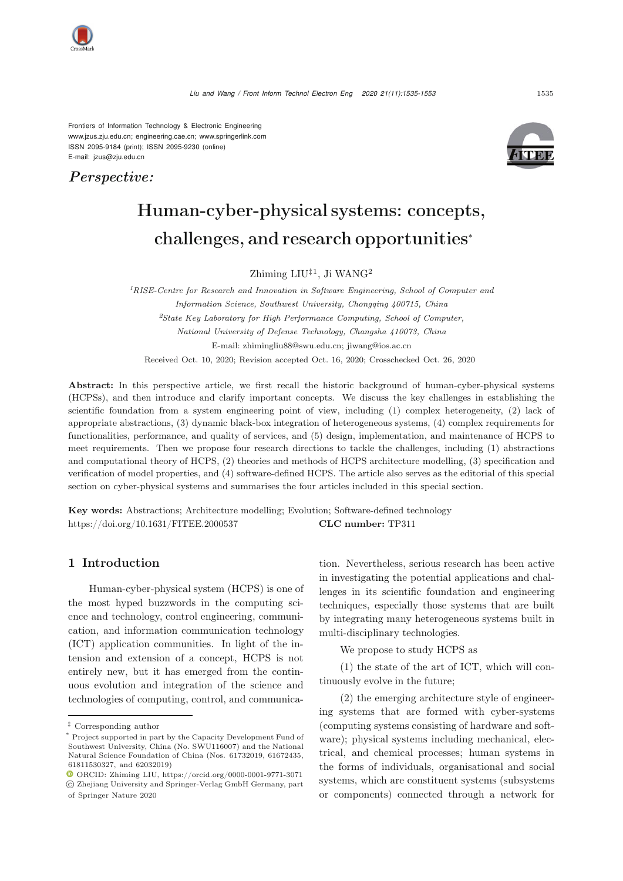Frontiers of Information Technology & Electronic Engineering
www.jzus.zju.edu.cn; engineering.cae.cn; www.springerlink.com
ISSN 2095-9184 (print); ISSN 2095-9230 (online)
E-mail: jzus@zju.edu.cn

*Perspective:*

# Human-cyber-physical systems: concepts, challenges, and research opportunities*

Zhiming LIU[‡1], Ji WANG[2]

[1]*RISE-Centre for Research and Innovation in Software Engineering, School of Computer and Information Science, Southwest University, Chongqing 400715, China*

[2]*State Key Laboratory for High Performance Computing, School of Computer, National University of Defense Technology, Changsha 410073, China*

E-mail: zhimingliu88@swu.edu.cn; jiwang@ios.ac.cn

Received Oct. 10, 2020; Revision accepted Oct. 16, 2020; Crosschecked Oct. 26, 2020

**Abstract:** In this perspective article, we first recall the historic background of human-cyber-physical systems (HCPSs), and then introduce and clarify important concepts. We discuss the key challenges in establishing the scientific foundation from a system engineering point of view, including (1) complex heterogeneity, (2) lack of appropriate abstractions, (3) dynamic black-box integration of heterogeneous systems, (4) complex requirements for functionalities, performance, and quality of services, and (5) design, implementation, and maintenance of HCPS to meet requirements. Then we propose four research directions to tackle the challenges, including (1) abstractions and computational theory of HCPS, (2) theories and methods of HCPS architecture modelling, (3) specification and verification of model properties, and (4) software-defined HCPS. The article also serves as the editorial of this special section on cyber-physical systems and summarises the four articles included in this special section.

**Key words:** Abstractions; Architecture modelling; Evolution; Software-defined technology
https://doi.org/10.1631/FITEE.2000537 **CLC number:** TP311

## 1 Introduction

Human-cyber-physical system (HCPS) is one of the most hyped buzzwords in the computing science and technology, control engineering, communication, and information communication technology (ICT) application communities. In light of the intension and extension of a concept, HCPS is not entirely new, but it has emerged from the continuous evolution and integration of the science and technologies of computing, control, and communication. Nevertheless, serious research has been active in investigating the potential applications and challenges in its scientific foundation and engineering techniques, especially those systems that are built by integrating many heterogeneous systems built in multi-disciplinary technologies.

We propose to study HCPS as

(1) the state of the art of ICT, which will continuously evolve in the future;

(2) the emerging architecture style of engineering systems that are formed with cyber-systems (computing systems consisting of hardware and software); physical systems including mechanical, electrical, and chemical processes; human systems in the forms of individuals, organisational and social systems, which are constituent systems (subsystems or components) connected through a network for

‡ Corresponding author

\* Project supported in part by the Capacity Development Fund of Southwest University, China (No. SWU116007) and the National Natural Science Foundation of China (Nos. 61732019, 61672435, 61811530327, and 62032019)

ORCID: Zhiming LIU, https://orcid.org/0000-0001-9771-3071

© Zhejiang University and Springer-Verlag GmbH Germany, part of Springer Nature 2020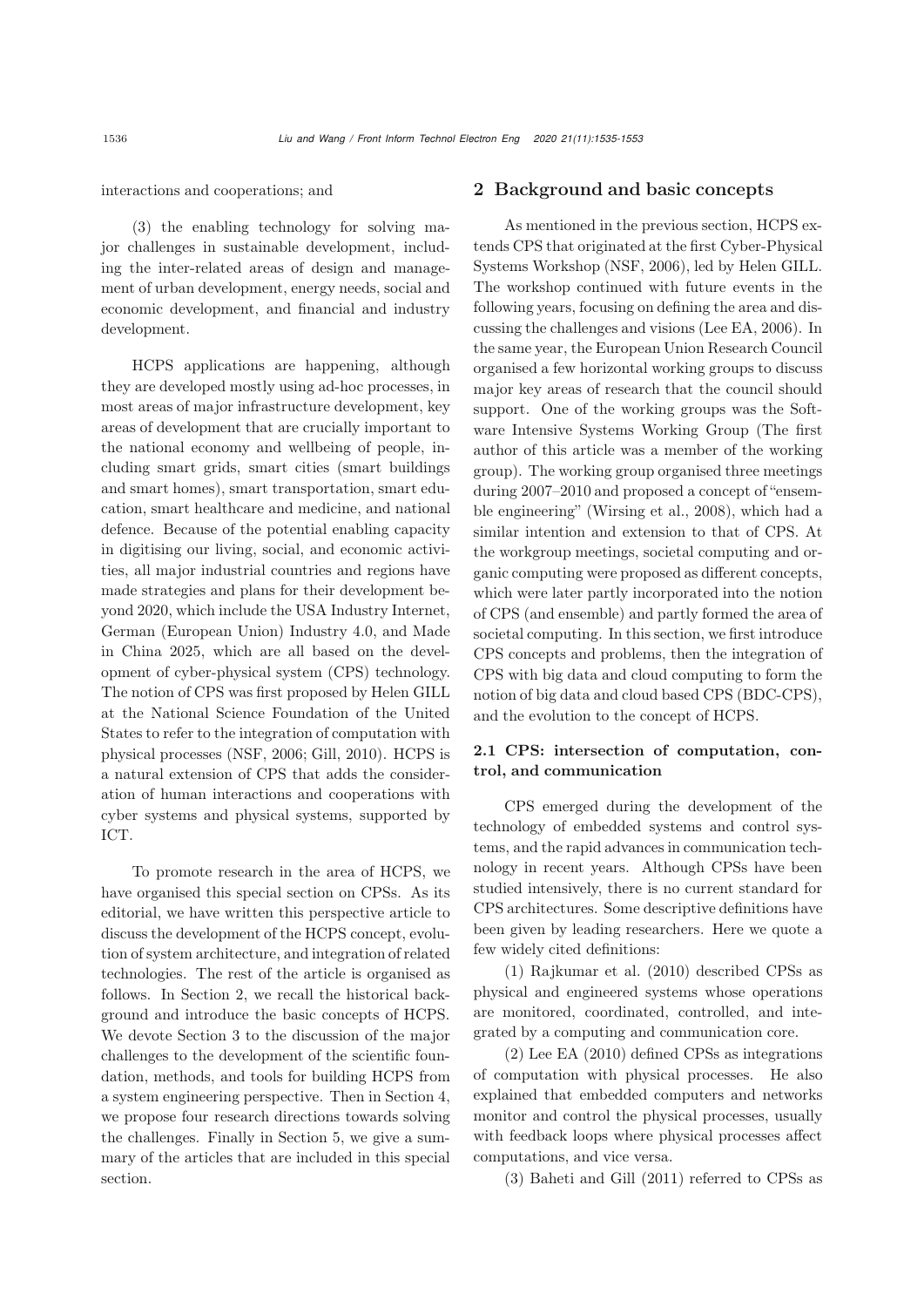interactions and cooperations; and

(3) the enabling technology for solving major challenges in sustainable development, including the inter-related areas of design and management of urban development, energy needs, social and economic development, and financial and industry development.

HCPS applications are happening, although they are developed mostly using ad-hoc processes, in most areas of major infrastructure development, key areas of development that are crucially important to the national economy and wellbeing of people, including smart grids, smart cities (smart buildings and smart homes), smart transportation, smart education, smart healthcare and medicine, and national defence. Because of the potential enabling capacity in digitising our living, social, and economic activities, all major industrial countries and regions have made strategies and plans for their development beyond 2020, which include the USA Industry Internet, German (European Union) Industry 4.0, and Made in China 2025, which are all based on the development of cyber-physical system (CPS) technology. The notion of CPS was first proposed by Helen GILL at the National Science Foundation of the United States to refer to the integration of computation with physical processes (NSF, 2006; Gill, 2010). HCPS is a natural extension of CPS that adds the consideration of human interactions and cooperations with cyber systems and physical systems, supported by ICT.

To promote research in the area of HCPS, we have organised this special section on CPSs. As its editorial, we have written this perspective article to discuss the development of the HCPS concept, evolution of system architecture, and integration of related technologies. The rest of the article is organised as follows. In Section 2, we recall the historical background and introduce the basic concepts of HCPS. We devote Section 3 to the discussion of the major challenges to the development of the scientific foundation, methods, and tools for building HCPS from a system engineering perspective. Then in Section 4, we propose four research directions towards solving the challenges. Finally in Section 5, we give a summary of the articles that are included in this special section.

## 2 Background and basic concepts

As mentioned in the previous section, HCPS extends CPS that originated at the first Cyber-Physical Systems Workshop (NSF, 2006), led by Helen GILL. The workshop continued with future events in the following years, focusing on defining the area and discussing the challenges and visions (Lee EA, 2006). In the same year, the European Union Research Council organised a few horizontal working groups to discuss major key areas of research that the council should support. One of the working groups was the Software Intensive Systems Working Group (The first author of this article was a member of the working group). The working group organised three meetings during 2007–2010 and proposed a concept of "ensemble engineering" (Wirsing et al., 2008), which had a similar intention and extension to that of CPS. At the workgroup meetings, societal computing and organic computing were proposed as different concepts, which were later partly incorporated into the notion of CPS (and ensemble) and partly formed the area of societal computing. In this section, we first introduce CPS concepts and problems, then the integration of CPS with big data and cloud computing to form the notion of big data and cloud based CPS (BDC-CPS), and the evolution to the concept of HCPS.

### 2.1 CPS: intersection of computation, control, and communication

CPS emerged during the development of the technology of embedded systems and control systems, and the rapid advances in communication technology in recent years. Although CPSs have been studied intensively, there is no current standard for CPS architectures. Some descriptive definitions have been given by leading researchers. Here we quote a few widely cited definitions:

(1) Rajkumar et al. (2010) described CPSs as physical and engineered systems whose operations are monitored, coordinated, controlled, and integrated by a computing and communication core.

(2) Lee EA (2010) defined CPSs as integrations of computation with physical processes. He also explained that embedded computers and networks monitor and control the physical processes, usually with feedback loops where physical processes affect computations, and vice versa.

(3) Baheti and Gill (2011) referred to CPSs as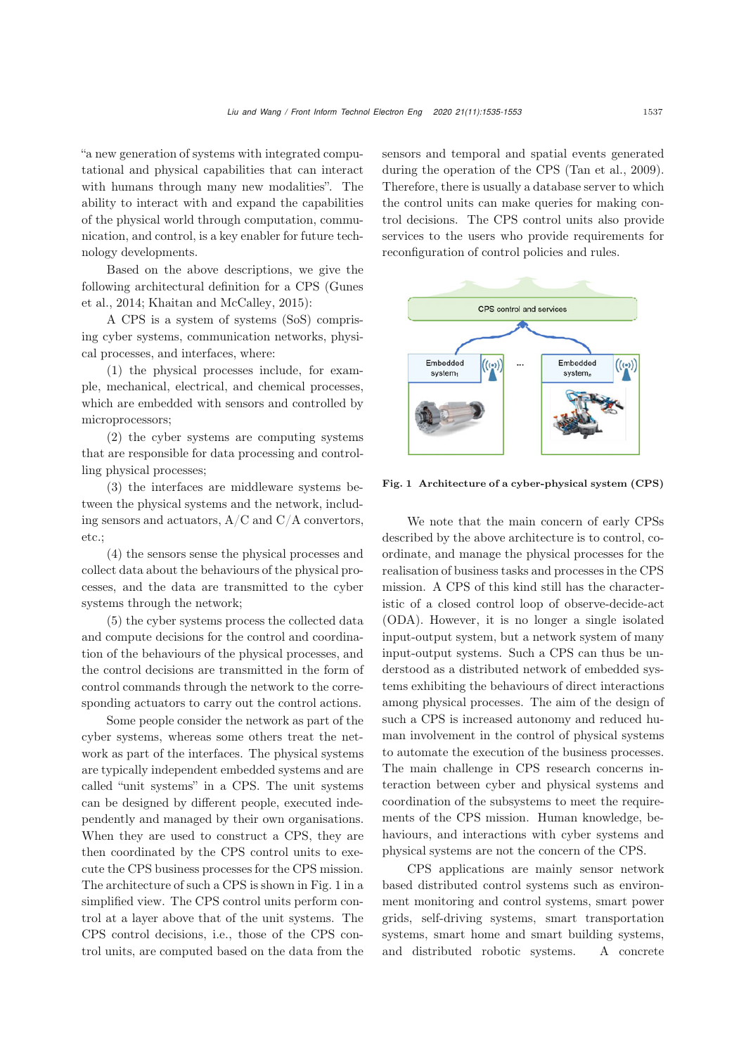"a new generation of systems with integrated computational and physical capabilities that can interact with humans through many new modalities". The ability to interact with and expand the capabilities of the physical world through computation, communication, and control, is a key enabler for future technology developments.

Based on the above descriptions, we give the following architectural definition for a CPS (Gunes et al., 2014; Khaitan and McCalley, 2015):

A CPS is a system of systems (SoS) comprising cyber systems, communication networks, physical processes, and interfaces, where:

(1) the physical processes include, for example, mechanical, electrical, and chemical processes, which are embedded with sensors and controlled by microprocessors;

(2) the cyber systems are computing systems that are responsible for data processing and controlling physical processes;

(3) the interfaces are middleware systems between the physical systems and the network, including sensors and actuators, A/C and C/A convertors, etc.;

(4) the sensors sense the physical processes and collect data about the behaviours of the physical processes, and the data are transmitted to the cyber systems through the network;

(5) the cyber systems process the collected data and compute decisions for the control and coordination of the behaviours of the physical processes, and the control decisions are transmitted in the form of control commands through the network to the corresponding actuators to carry out the control actions.

Some people consider the network as part of the cyber systems, whereas some others treat the network as part of the interfaces. The physical systems are typically independent embedded systems and are called "unit systems" in a CPS. The unit systems can be designed by different people, executed independently and managed by their own organisations. When they are used to construct a CPS, they are then coordinated by the CPS control units to execute the CPS business processes for the CPS mission. The architecture of such a CPS is shown in Fig. 1 in a simplified view. The CPS control units perform control at a layer above that of the unit systems. The CPS control decisions, i.e., those of the CPS control units, are computed based on the data from the sensors and temporal and spatial events generated during the operation of the CPS (Tan et al., 2009). Therefore, there is usually a database server to which the control units can make queries for making control decisions. The CPS control units also provide services to the users who provide requirements for reconfiguration of control policies and rules.

**Fig. 1 Architecture of a cyber-physical system (CPS)**

We note that the main concern of early CPSs described by the above architecture is to control, coordinate, and manage the physical processes for the realisation of business tasks and processes in the CPS mission. A CPS of this kind still has the characteristic of a closed control loop of observe-decide-act (ODA). However, it is no longer a single isolated input-output system, but a network system of many input-output systems. Such a CPS can thus be understood as a distributed network of embedded systems exhibiting the behaviours of direct interactions among physical processes. The aim of the design of such a CPS is increased autonomy and reduced human involvement in the control of physical systems to automate the execution of the business processes. The main challenge in CPS research concerns interaction between cyber and physical systems and coordination of the subsystems to meet the requirements of the CPS mission. Human knowledge, behaviours, and interactions with cyber systems and physical systems are not the concern of the CPS.

CPS applications are mainly sensor network based distributed control systems such as environment monitoring and control systems, smart power grids, self-driving systems, smart transportation systems, smart home and smart building systems, and distributed robotic systems. A concrete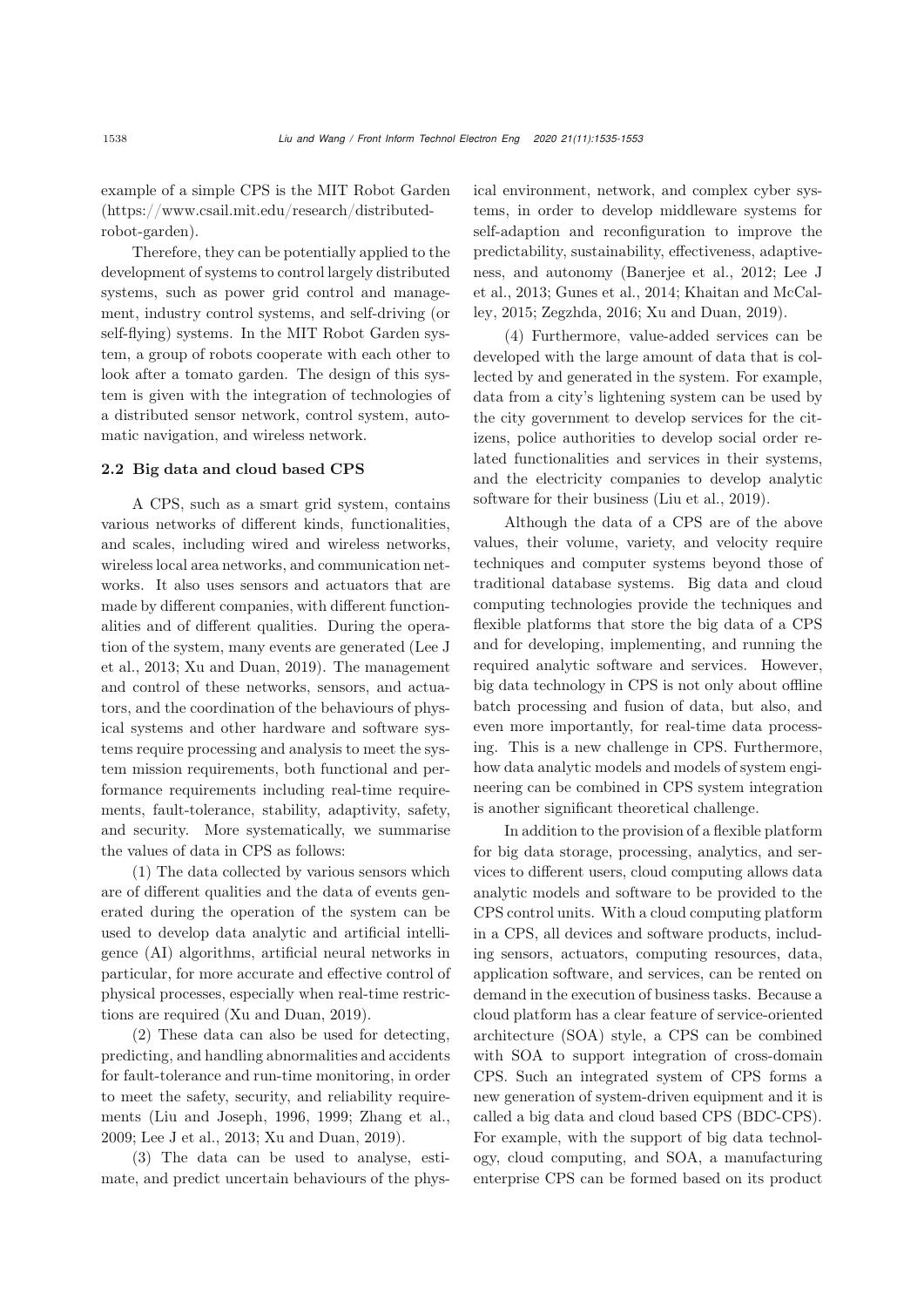example of a simple CPS is the MIT Robot Garden (https://www.csail.mit.edu/research/distributed-robot-garden).

Therefore, they can be potentially applied to the development of systems to control largely distributed systems, such as power grid control and management, industry control systems, and self-driving (or self-flying) systems. In the MIT Robot Garden system, a group of robots cooperate with each other to look after a tomato garden. The design of this system is given with the integration of technologies of a distributed sensor network, control system, automatic navigation, and wireless network.

### 2.2 Big data and cloud based CPS

A CPS, such as a smart grid system, contains various networks of different kinds, functionalities, and scales, including wired and wireless networks, wireless local area networks, and communication networks. It also uses sensors and actuators that are made by different companies, with different functionalities and of different qualities. During the operation of the system, many events are generated (Lee J et al., 2013; Xu and Duan, 2019). The management and control of these networks, sensors, and actuators, and the coordination of the behaviours of physical systems and other hardware and software systems require processing and analysis to meet the system mission requirements, both functional and performance requirements including real-time requirements, fault-tolerance, stability, adaptivity, safety, and security. More systematically, we summarise the values of data in CPS as follows:

(1) The data collected by various sensors which are of different qualities and the data of events generated during the operation of the system can be used to develop data analytic and artificial intelligence (AI) algorithms, artificial neural networks in particular, for more accurate and effective control of physical processes, especially when real-time restrictions are required (Xu and Duan, 2019).

(2) These data can also be used for detecting, predicting, and handling abnormalities and accidents for fault-tolerance and run-time monitoring, in order to meet the safety, security, and reliability requirements (Liu and Joseph, 1996, 1999; Zhang et al., 2009; Lee J et al., 2013; Xu and Duan, 2019).

(3) The data can be used to analyse, estimate, and predict uncertain behaviours of the physical environment, network, and complex cyber systems, in order to develop middleware systems for self-adaption and reconfiguration to improve the predictability, sustainability, effectiveness, adaptiveness, and autonomy (Banerjee et al., 2012; Lee J et al., 2013; Gunes et al., 2014; Khaitan and McCalley, 2015; Zegzhda, 2016; Xu and Duan, 2019).

(4) Furthermore, value-added services can be developed with the large amount of data that is collected by and generated in the system. For example, data from a city's lightening system can be used by the city government to develop services for the citizens, police authorities to develop social order related functionalities and services in their systems, and the electricity companies to develop analytic software for their business (Liu et al., 2019).

Although the data of a CPS are of the above values, their volume, variety, and velocity require techniques and computer systems beyond those of traditional database systems. Big data and cloud computing technologies provide the techniques and flexible platforms that store the big data of a CPS and for developing, implementing, and running the required analytic software and services. However, big data technology in CPS is not only about offline batch processing and fusion of data, but also, and even more importantly, for real-time data processing. This is a new challenge in CPS. Furthermore, how data analytic models and models of system engineering can be combined in CPS system integration is another significant theoretical challenge.

In addition to the provision of a flexible platform for big data storage, processing, analytics, and services to different users, cloud computing allows data analytic models and software to be provided to the CPS control units. With a cloud computing platform in a CPS, all devices and software products, including sensors, actuators, computing resources, data, application software, and services, can be rented on demand in the execution of business tasks. Because a cloud platform has a clear feature of service-oriented architecture (SOA) style, a CPS can be combined with SOA to support integration of cross-domain CPS. Such an integrated system of CPS forms a new generation of system-driven equipment and it is called a big data and cloud based CPS (BDC-CPS). For example, with the support of big data technology, cloud computing, and SOA, a manufacturing enterprise CPS can be formed based on its product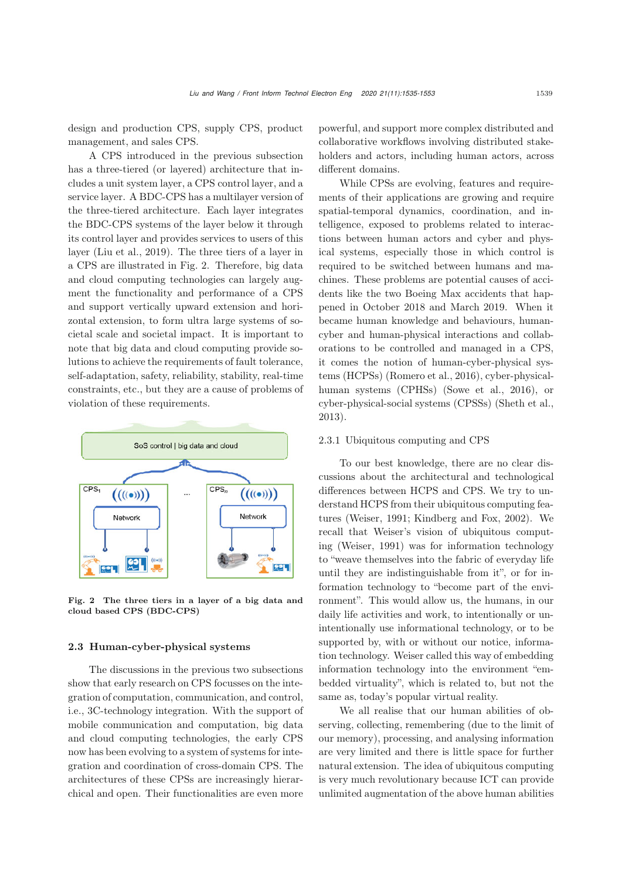design and production CPS, supply CPS, product management, and sales CPS.

A CPS introduced in the previous subsection has a three-tiered (or layered) architecture that includes a unit system layer, a CPS control layer, and a service layer. A BDC-CPS has a multilayer version of the three-tiered architecture. Each layer integrates the BDC-CPS systems of the layer below it through its control layer and provides services to users of this layer (Liu et al., 2019). The three tiers of a layer in a CPS are illustrated in Fig. 2. Therefore, big data and cloud computing technologies can largely augment the functionality and performance of a CPS and support vertically upward extension and horizontal extension, to form ultra large systems of societal scale and societal impact. It is important to note that big data and cloud computing provide solutions to achieve the requirements of fault tolerance, self-adaptation, safety, reliability, stability, real-time constraints, etc., but they are a cause of problems of violation of these requirements.

**Fig. 2 The three tiers in a layer of a big data and cloud based CPS (BDC-CPS)**

## 2.3 Human-cyber-physical systems

The discussions in the previous two subsections show that early research on CPS focusses on the integration of computation, communication, and control, i.e., 3C-technology integration. With the support of mobile communication and computation, big data and cloud computing technologies, the early CPS now has been evolving to a system of systems for integration and coordination of cross-domain CPS. The architectures of these CPSs are increasingly hierarchical and open. Their functionalities are even more powerful, and support more complex distributed and collaborative workflows involving distributed stakeholders and actors, including human actors, across different domains.

While CPSs are evolving, features and requirements of their applications are growing and require spatial-temporal dynamics, coordination, and intelligence, exposed to problems related to interactions between human actors and cyber and physical systems, especially those in which control is required to be switched between humans and machines. These problems are potential causes of accidents like the two Boeing Max accidents that happened in October 2018 and March 2019. When it became human knowledge and behaviours, human-cyber and human-physical interactions and collaborations to be controlled and managed in a CPS, it comes the notion of human-cyber-physical systems (HCPSs) (Romero et al., 2016), cyber-physical-human systems (CPHSs) (Sowe et al., 2016), or cyber-physical-social systems (CPSSs) (Sheth et al., 2013).

### 2.3.1 Ubiquitous computing and CPS

To our best knowledge, there are no clear discussions about the architectural and technological differences between HCPS and CPS. We try to understand HCPS from their ubiquitous computing features (Weiser, 1991; Kindberg and Fox, 2002). We recall that Weiser's vision of ubiquitous computing (Weiser, 1991) was for information technology to "weave themselves into the fabric of everyday life until they are indistinguishable from it", or for information technology to "become part of the environment". This would allow us, the humans, in our daily life activities and work, to intentionally or unintentionally use informational technology, or to be supported by, with or without our notice, information technology. Weiser called this way of embedding information technology into the environment "embedded virtuality", which is related to, but not the same as, today's popular virtual reality.

We all realise that our human abilities of observing, collecting, remembering (due to the limit of our memory), processing, and analysing information are very limited and there is little space for further natural extension. The idea of ubiquitous computing is very much revolutionary because ICT can provide unlimited augmentation of the above human abilities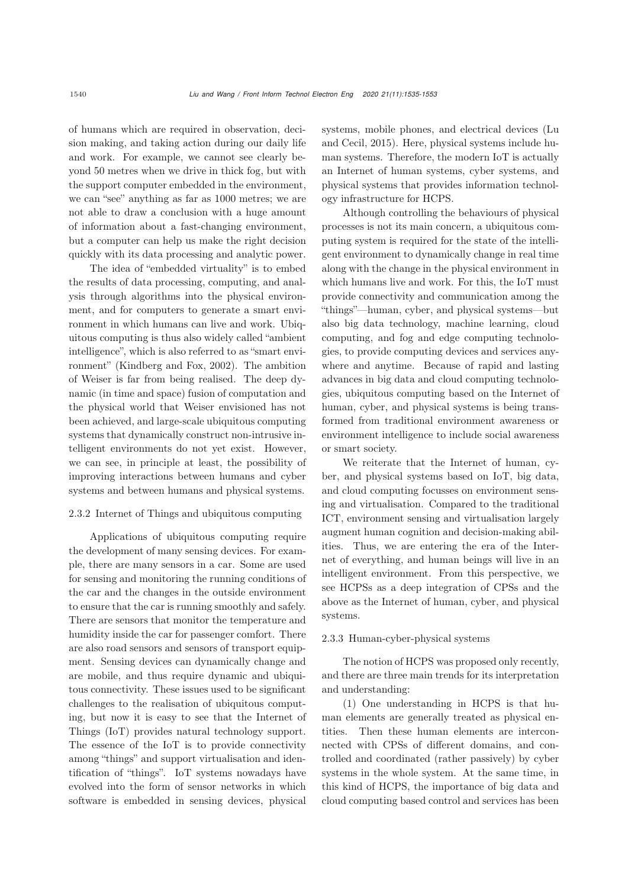of humans which are required in observation, decision making, and taking action during our daily life and work. For example, we cannot see clearly beyond 50 metres when we drive in thick fog, but with the support computer embedded in the environment, we can "see" anything as far as 1000 metres; we are not able to draw a conclusion with a huge amount of information about a fast-changing environment, but a computer can help us make the right decision quickly with its data processing and analytic power.

The idea of "embedded virtuality" is to embed the results of data processing, computing, and analysis through algorithms into the physical environment, and for computers to generate a smart environment in which humans can live and work. Ubiquitous computing is thus also widely called "ambient intelligence", which is also referred to as "smart environment" (Kindberg and Fox, 2002). The ambition of Weiser is far from being realised. The deep dynamic (in time and space) fusion of computation and the physical world that Weiser envisioned has not been achieved, and large-scale ubiquitous computing systems that dynamically construct non-intrusive intelligent environments do not yet exist. However, we can see, in principle at least, the possibility of improving interactions between humans and cyber systems and between humans and physical systems.

#### 2.3.2 Internet of Things and ubiquitous computing

Applications of ubiquitous computing require the development of many sensing devices. For example, there are many sensors in a car. Some are used for sensing and monitoring the running conditions of the car and the changes in the outside environment to ensure that the car is running smoothly and safely. There are sensors that monitor the temperature and humidity inside the car for passenger comfort. There are also road sensors and sensors of transport equipment. Sensing devices can dynamically change and are mobile, and thus require dynamic and ubiquitous connectivity. These issues used to be significant challenges to the realisation of ubiquitous computing, but now it is easy to see that the Internet of Things (IoT) provides natural technology support. The essence of the IoT is to provide connectivity among "things" and support virtualisation and identification of "things". IoT systems nowadays have evolved into the form of sensor networks in which software is embedded in sensing devices, physical systems, mobile phones, and electrical devices (Lu and Cecil, 2015). Here, physical systems include human systems. Therefore, the modern IoT is actually an Internet of human systems, cyber systems, and physical systems that provides information technology infrastructure for HCPS.

Although controlling the behaviours of physical processes is not its main concern, a ubiquitous computing system is required for the state of the intelligent environment to dynamically change in real time along with the change in the physical environment in which humans live and work. For this, the IoT must provide connectivity and communication among the "things"—human, cyber, and physical systems—but also big data technology, machine learning, cloud computing, and fog and edge computing technologies, to provide computing devices and services anywhere and anytime. Because of rapid and lasting advances in big data and cloud computing technologies, ubiquitous computing based on the Internet of human, cyber, and physical systems is being transformed from traditional environment awareness or environment intelligence to include social awareness or smart society.

We reiterate that the Internet of human, cyber, and physical systems based on IoT, big data, and cloud computing focusses on environment sensing and virtualisation. Compared to the traditional ICT, environment sensing and virtualisation largely augment human cognition and decision-making abilities. Thus, we are entering the era of the Internet of everything, and human beings will live in an intelligent environment. From this perspective, we see HCPSs as a deep integration of CPSs and the above as the Internet of human, cyber, and physical systems.

#### 2.3.3 Human-cyber-physical systems

The notion of HCPS was proposed only recently, and there are three main trends for its interpretation and understanding:

(1) One understanding in HCPS is that human elements are generally treated as physical entities. Then these human elements are interconnected with CPSs of different domains, and controlled and coordinated (rather passively) by cyber systems in the whole system. At the same time, in this kind of HCPS, the importance of big data and cloud computing based control and services has been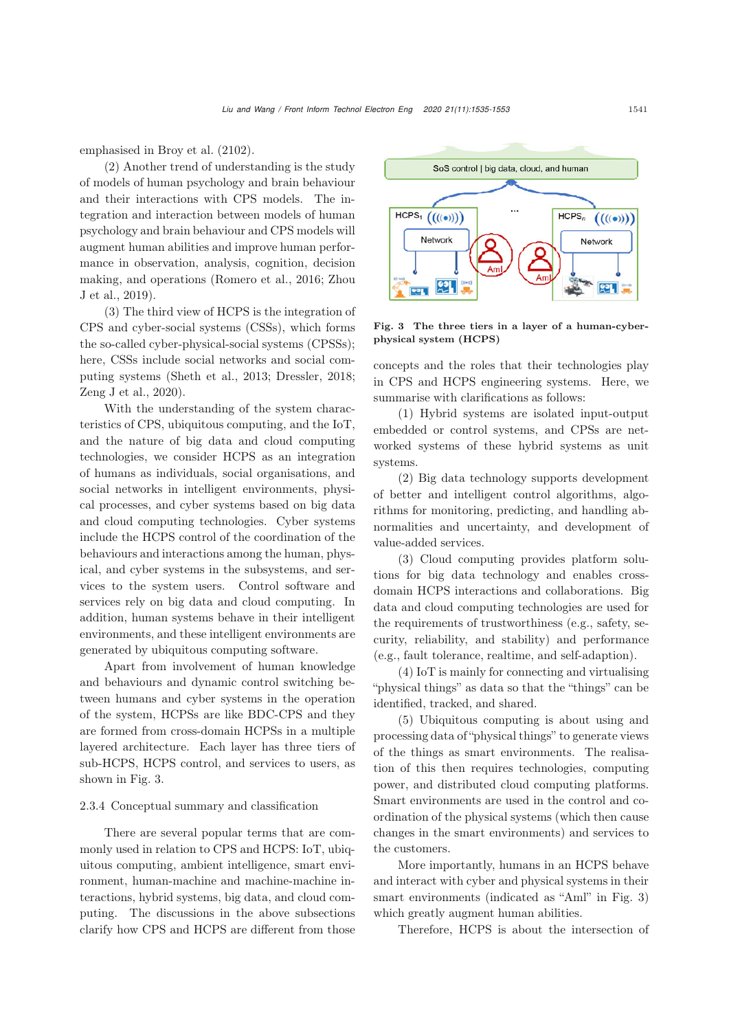emphasised in Broy et al. (2102).

(2) Another trend of understanding is the study of models of human psychology and brain behaviour and their interactions with CPS models. The integration and interaction between models of human psychology and brain behaviour and CPS models will augment human abilities and improve human performance in observation, analysis, cognition, decision making, and operations (Romero et al., 2016; Zhou J et al., 2019).

(3) The third view of HCPS is the integration of CPS and cyber-social systems (CSSs), which forms the so-called cyber-physical-social systems (CPSSs); here, CSSs include social networks and social computing systems (Sheth et al., 2013; Dressler, 2018; Zeng J et al., 2020).

With the understanding of the system characteristics of CPS, ubiquitous computing, and the IoT, and the nature of big data and cloud computing technologies, we consider HCPS as an integration of humans as individuals, social organisations, and social networks in intelligent environments, physical processes, and cyber systems based on big data and cloud computing technologies. Cyber systems include the HCPS control of the coordination of the behaviours and interactions among the human, physical, and cyber systems in the subsystems, and services to the system users. Control software and services rely on big data and cloud computing. In addition, human systems behave in their intelligent environments, and these intelligent environments are generated by ubiquitous computing software.

Apart from involvement of human knowledge and behaviours and dynamic control switching between humans and cyber systems in the operation of the system, HCPSs are like BDC-CPS and they are formed from cross-domain HCPSs in a multiple layered architecture. Each layer has three tiers of sub-HCPS, HCPS control, and services to users, as shown in Fig. 3.

**Fig. 3 The three tiers in a layer of a human-cyber-physical system (HCPS)**

### 2.3.4 Conceptual summary and classification

There are several popular terms that are commonly used in relation to CPS and HCPS: IoT, ubiquitous computing, ambient intelligence, smart environment, human-machine and machine-machine interactions, hybrid systems, big data, and cloud computing. The discussions in the above subsections clarify how CPS and HCPS are different from those concepts and the roles that their technologies play in CPS and HCPS engineering systems. Here, we summarise with clarifications as follows:

(1) Hybrid systems are isolated input-output embedded or control systems, and CPSs are networked systems of these hybrid systems as unit systems.

(2) Big data technology supports development of better and intelligent control algorithms, algorithms for monitoring, predicting, and handling abnormalities and uncertainty, and development of value-added services.

(3) Cloud computing provides platform solutions for big data technology and enables cross-domain HCPS interactions and collaborations. Big data and cloud computing technologies are used for the requirements of trustworthiness (e.g., safety, security, reliability, and stability) and performance (e.g., fault tolerance, realtime, and self-adaption).

(4) IoT is mainly for connecting and virtualising "physical things" as data so that the "things" can be identified, tracked, and shared.

(5) Ubiquitous computing is about using and processing data of "physical things" to generate views of the things as smart environments. The realisation of this then requires technologies, computing power, and distributed cloud computing platforms. Smart environments are used in the control and coordination of the physical systems (which then cause changes in the smart environments) and services to the customers.

More importantly, humans in an HCPS behave and interact with cyber and physical systems in their smart environments (indicated as "AmI" in Fig. 3) which greatly augment human abilities.

Therefore, HCPS is about the intersection of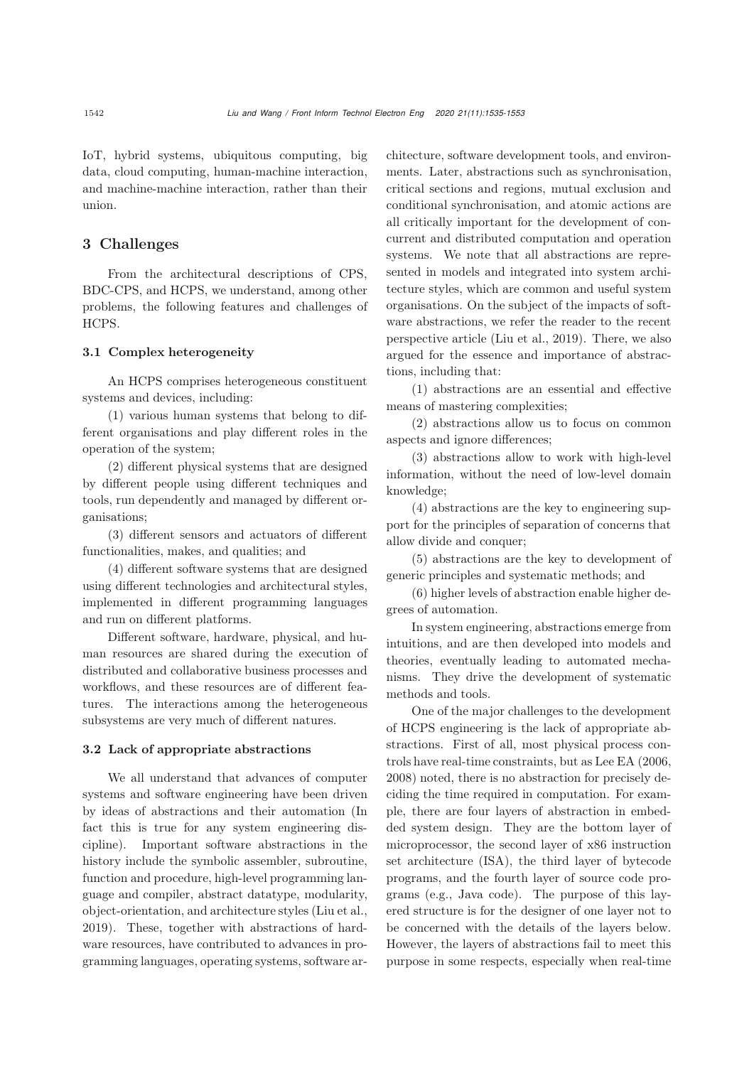IoT, hybrid systems, ubiquitous computing, big data, cloud computing, human-machine interaction, and machine-machine interaction, rather than their union.

## 3 Challenges

From the architectural descriptions of CPS, BDC-CPS, and HCPS, we understand, among other problems, the following features and challenges of HCPS.

### 3.1 Complex heterogeneity

An HCPS comprises heterogeneous constituent systems and devices, including:

(1) various human systems that belong to different organisations and play different roles in the operation of the system;

(2) different physical systems that are designed by different people using different techniques and tools, run dependently and managed by different organisations;

(3) different sensors and actuators of different functionalities, makes, and qualities; and

(4) different software systems that are designed using different technologies and architectural styles, implemented in different programming languages and run on different platforms.

Different software, hardware, physical, and human resources are shared during the execution of distributed and collaborative business processes and workflows, and these resources are of different features. The interactions among the heterogeneous subsystems are very much of different natures.

### 3.2 Lack of appropriate abstractions

We all understand that advances of computer systems and software engineering have been driven by ideas of abstractions and their automation (In fact this is true for any system engineering discipline). Important software abstractions in the history include the symbolic assembler, subroutine, function and procedure, high-level programming language and compiler, abstract datatype, modularity, object-orientation, and architecture styles (Liu et al., 2019). These, together with abstractions of hardware resources, have contributed to advances in programming languages, operating systems, software architecture, software development tools, and environments. Later, abstractions such as synchronisation, critical sections and regions, mutual exclusion and conditional synchronisation, and atomic actions are all critically important for the development of concurrent and distributed computation and operation systems. We note that all abstractions are represented in models and integrated into system architecture styles, which are common and useful system organisations. On the subject of the impacts of software abstractions, we refer the reader to the recent perspective article (Liu et al., 2019). There, we also argued for the essence and importance of abstractions, including that:

(1) abstractions are an essential and effective means of mastering complexities;

(2) abstractions allow us to focus on common aspects and ignore differences;

(3) abstractions allow to work with high-level information, without the need of low-level domain knowledge;

(4) abstractions are the key to engineering support for the principles of separation of concerns that allow divide and conquer;

(5) abstractions are the key to development of generic principles and systematic methods; and

(6) higher levels of abstraction enable higher degrees of automation.

In system engineering, abstractions emerge from intuitions, and are then developed into models and theories, eventually leading to automated mechanisms. They drive the development of systematic methods and tools.

One of the major challenges to the development of HCPS engineering is the lack of appropriate abstractions. First of all, most physical process controls have real-time constraints, but as Lee EA (2006, 2008) noted, there is no abstraction for precisely deciding the time required in computation. For example, there are four layers of abstraction in embedded system design. They are the bottom layer of microprocessor, the second layer of x86 instruction set architecture (ISA), the third layer of bytecode programs, and the fourth layer of source code programs (e.g., Java code). The purpose of this layered structure is for the designer of one layer not to be concerned with the details of the layers below. However, the layers of abstractions fail to meet this purpose in some respects, especially when real-time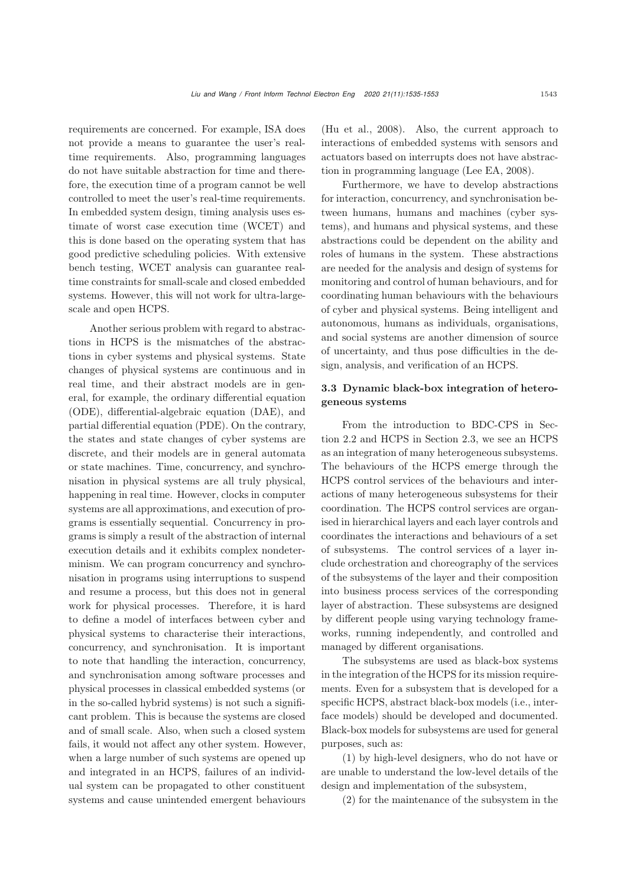requirements are concerned. For example, ISA does not provide a means to guarantee the user's real-time requirements. Also, programming languages do not have suitable abstraction for time and therefore, the execution time of a program cannot be well controlled to meet the user's real-time requirements. In embedded system design, timing analysis uses estimate of worst case execution time (WCET) and this is done based on the operating system that has good predictive scheduling policies. With extensive bench testing, WCET analysis can guarantee real-time constraints for small-scale and closed embedded systems. However, this will not work for ultra-large-scale and open HCPS.

Another serious problem with regard to abstractions in HCPS is the mismatches of the abstractions in cyber systems and physical systems. State changes of physical systems are continuous and in real time, and their abstract models are in general, for example, the ordinary differential equation (ODE), differential-algebraic equation (DAE), and partial differential equation (PDE). On the contrary, the states and state changes of cyber systems are discrete, and their models are in general automata or state machines. Time, concurrency, and synchronisation in physical systems are all truly physical, happening in real time. However, clocks in computer systems are all approximations, and execution of programs is essentially sequential. Concurrency in programs is simply a result of the abstraction of internal execution details and it exhibits complex nondeterminism. We can program concurrency and synchronisation in programs using interruptions to suspend and resume a process, but this does not in general work for physical processes. Therefore, it is hard to define a model of interfaces between cyber and physical systems to characterise their interactions, concurrency, and synchronisation. It is important to note that handling the interaction, concurrency, and synchronisation among software processes and physical processes in classical embedded systems (or in the so-called hybrid systems) is not such a significant problem. This is because the systems are closed and of small scale. Also, when such a closed system fails, it would not affect any other system. However, when a large number of such systems are opened up and integrated in an HCPS, failures of an individual system can be propagated to other constituent systems and cause unintended emergent behaviours (Hu et al., 2008). Also, the current approach to interactions of embedded systems with sensors and actuators based on interrupts does not have abstraction in programming language (Lee EA, 2008).

Furthermore, we have to develop abstractions for interaction, concurrency, and synchronisation between humans, humans and machines (cyber systems), and humans and physical systems, and these abstractions could be dependent on the ability and roles of humans in the system. These abstractions are needed for the analysis and design of systems for monitoring and control of human behaviours, and for coordinating human behaviours with the behaviours of cyber and physical systems. Being intelligent and autonomous, humans as individuals, organisations, and social systems are another dimension of source of uncertainty, and thus pose difficulties in the design, analysis, and verification of an HCPS.

### 3.3 Dynamic black-box integration of heterogeneous systems

From the introduction to BDC-CPS in Section 2.2 and HCPS in Section 2.3, we see an HCPS as an integration of many heterogeneous subsystems. The behaviours of the HCPS emerge through the HCPS control services of the behaviours and interactions of many heterogeneous subsystems for their coordination. The HCPS control services are organised in hierarchical layers and each layer controls and coordinates the interactions and behaviours of a set of subsystems. The control services of a layer include orchestration and choreography of the services of the subsystems of the layer and their composition into business process services of the corresponding layer of abstraction. These subsystems are designed by different people using varying technology frameworks, running independently, and controlled and managed by different organisations.

The subsystems are used as black-box systems in the integration of the HCPS for its mission requirements. Even for a subsystem that is developed for a specific HCPS, abstract black-box models (i.e., interface models) should be developed and documented. Black-box models for subsystems are used for general purposes, such as:

(1) by high-level designers, who do not have or are unable to understand the low-level details of the design and implementation of the subsystem,

(2) for the maintenance of the subsystem in the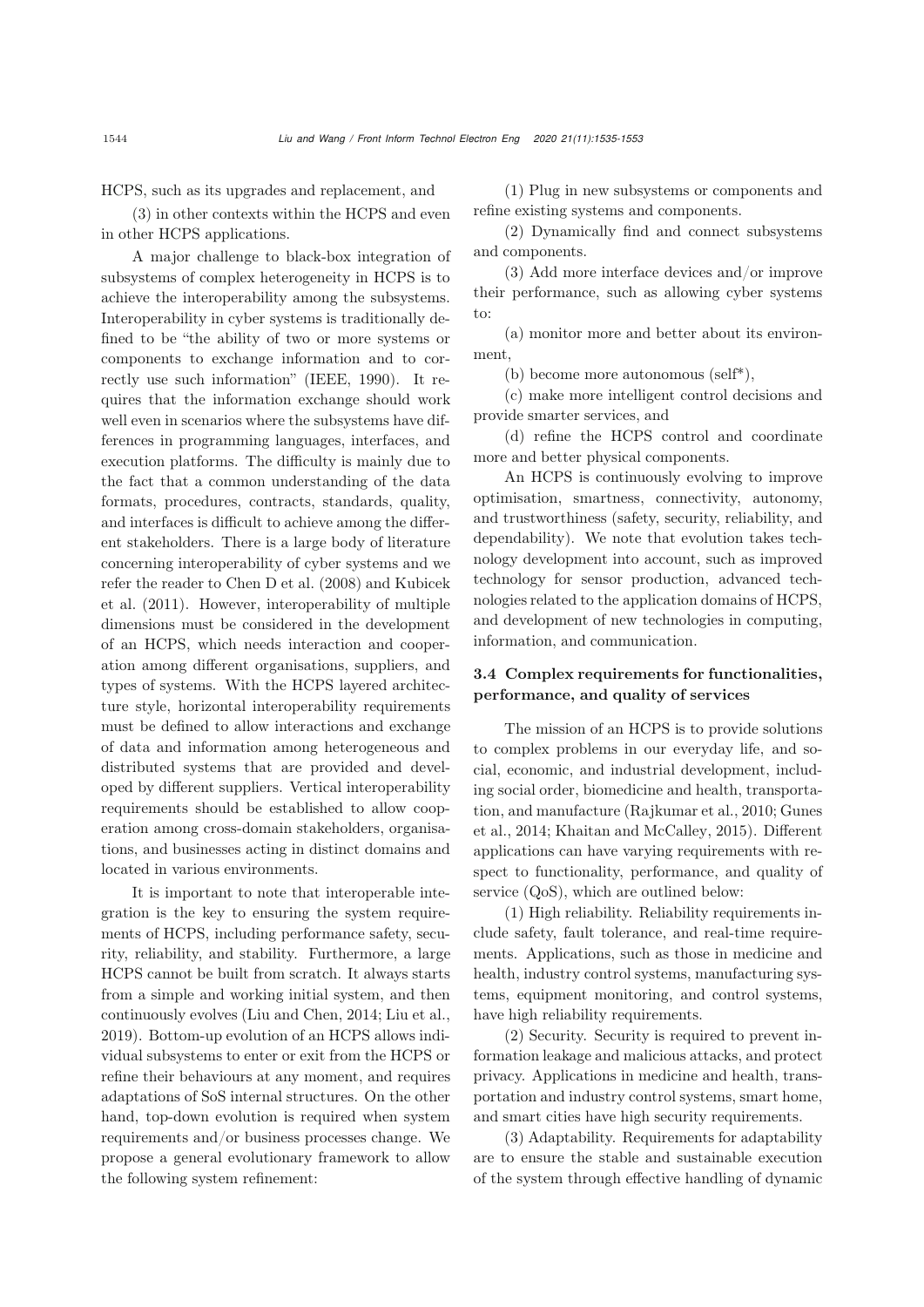HCPS, such as its upgrades and replacement, and

(3) in other contexts within the HCPS and even in other HCPS applications.

A major challenge to black-box integration of subsystems of complex heterogeneity in HCPS is to achieve the interoperability among the subsystems. Interoperability in cyber systems is traditionally defined to be "the ability of two or more systems or components to exchange information and to correctly use such information" (IEEE, 1990). It requires that the information exchange should work well even in scenarios where the subsystems have differences in programming languages, interfaces, and execution platforms. The difficulty is mainly due to the fact that a common understanding of the data formats, procedures, contracts, standards, quality, and interfaces is difficult to achieve among the different stakeholders. There is a large body of literature concerning interoperability of cyber systems and we refer the reader to Chen D et al. (2008) and Kubicek et al. (2011). However, interoperability of multiple dimensions must be considered in the development of an HCPS, which needs interaction and cooperation among different organisations, suppliers, and types of systems. With the HCPS layered architecture style, horizontal interoperability requirements must be defined to allow interactions and exchange of data and information among heterogeneous and distributed systems that are provided and developed by different suppliers. Vertical interoperability requirements should be established to allow cooperation among cross-domain stakeholders, organisations, and businesses acting in distinct domains and located in various environments.

It is important to note that interoperable integration is the key to ensuring the system requirements of HCPS, including performance safety, security, reliability, and stability. Furthermore, a large HCPS cannot be built from scratch. It always starts from a simple and working initial system, and then continuously evolves (Liu and Chen, 2014; Liu et al., 2019). Bottom-up evolution of an HCPS allows individual subsystems to enter or exit from the HCPS or refine their behaviours at any moment, and requires adaptations of SoS internal structures. On the other hand, top-down evolution is required when system requirements and/or business processes change. We propose a general evolutionary framework to allow the following system refinement:

(1) Plug in new subsystems or components and refine existing systems and components.

(2) Dynamically find and connect subsystems and components.

(3) Add more interface devices and/or improve their performance, such as allowing cyber systems to:

(a) monitor more and better about its environment,

(b) become more autonomous (self*),

(c) make more intelligent control decisions and provide smarter services, and

(d) refine the HCPS control and coordinate more and better physical components.

An HCPS is continuously evolving to improve optimisation, smartness, connectivity, autonomy, and trustworthiness (safety, security, reliability, and dependability). We note that evolution takes technology development into account, such as improved technology for sensor production, advanced technologies related to the application domains of HCPS, and development of new technologies in computing, information, and communication.

### 3.4 Complex requirements for functionalities, performance, and quality of services

The mission of an HCPS is to provide solutions to complex problems in our everyday life, and social, economic, and industrial development, including social order, biomedicine and health, transportation, and manufacture (Rajkumar et al., 2010; Gunes et al., 2014; Khaitan and McCalley, 2015). Different applications can have varying requirements with respect to functionality, performance, and quality of service (QoS), which are outlined below:

(1) High reliability. Reliability requirements include safety, fault tolerance, and real-time requirements. Applications, such as those in medicine and health, industry control systems, manufacturing systems, equipment monitoring, and control systems, have high reliability requirements.

(2) Security. Security is required to prevent information leakage and malicious attacks, and protect privacy. Applications in medicine and health, transportation and industry control systems, smart home, and smart cities have high security requirements.

(3) Adaptability. Requirements for adaptability are to ensure the stable and sustainable execution of the system through effective handling of dynamic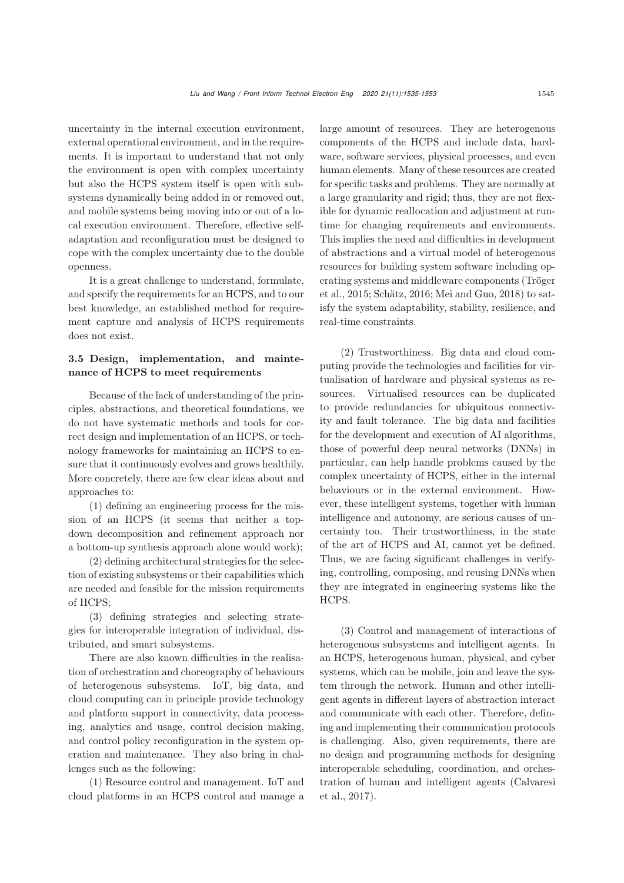uncertainty in the internal execution environment, external operational environment, and in the requirements. It is important to understand that not only the environment is open with complex uncertainty but also the HCPS system itself is open with subsystems dynamically being added in or removed out, and mobile systems being moving into or out of a local execution environment. Therefore, effective self-adaptation and reconfiguration must be designed to cope with the complex uncertainty due to the double openness.

It is a great challenge to understand, formulate, and specify the requirements for an HCPS, and to our best knowledge, an established method for requirement capture and analysis of HCPS requirements does not exist.

### 3.5 Design, implementation, and maintenance of HCPS to meet requirements

Because of the lack of understanding of the principles, abstractions, and theoretical foundations, we do not have systematic methods and tools for correct design and implementation of an HCPS, or technology frameworks for maintaining an HCPS to ensure that it continuously evolves and grows healthily. More concretely, there are few clear ideas about and approaches to:

(1) defining an engineering process for the mission of an HCPS (it seems that neither a top-down decomposition and refinement approach nor a bottom-up synthesis approach alone would work);

(2) defining architectural strategies for the selection of existing subsystems or their capabilities which are needed and feasible for the mission requirements of HCPS;

(3) defining strategies and selecting strategies for interoperable integration of individual, distributed, and smart subsystems.

There are also known difficulties in the realisation of orchestration and choreography of behaviours of heterogenous subsystems. IoT, big data, and cloud computing can in principle provide technology and platform support in connectivity, data processing, analytics and usage, control decision making, and control policy reconfiguration in the system operation and maintenance. They also bring in challenges such as the following:

(1) Resource control and management. IoT and cloud platforms in an HCPS control and manage a large amount of resources. They are heterogenous components of the HCPS and include data, hardware, software services, physical processes, and even human elements. Many of these resources are created for specific tasks and problems. They are normally at a large granularity and rigid; thus, they are not flexible for dynamic reallocation and adjustment at runtime for changing requirements and environments. This implies the need and difficulties in development of abstractions and a virtual model of heterogenous resources for building system software including operating systems and middleware components (Tröger et al., 2015; Schätz, 2016; Mei and Guo, 2018) to satisfy the system adaptability, stability, resilience, and real-time constraints.

(2) Trustworthiness. Big data and cloud computing provide the technologies and facilities for virtualisation of hardware and physical systems as resources. Virtualised resources can be duplicated to provide redundancies for ubiquitous connectivity and fault tolerance. The big data and facilities for the development and execution of AI algorithms, those of powerful deep neural networks (DNNs) in particular, can help handle problems caused by the complex uncertainty of HCPS, either in the internal behaviours or in the external environment. However, these intelligent systems, together with human intelligence and autonomy, are serious causes of uncertainty too. Their trustworthiness, in the state of the art of HCPS and AI, cannot yet be defined. Thus, we are facing significant challenges in verifying, controlling, composing, and reusing DNNs when they are integrated in engineering systems like the HCPS.

(3) Control and management of interactions of heterogenous subsystems and intelligent agents. In an HCPS, heterogenous human, physical, and cyber systems, which can be mobile, join and leave the system through the network. Human and other intelligent agents in different layers of abstraction interact and communicate with each other. Therefore, defining and implementing their communication protocols is challenging. Also, given requirements, there are no design and programming methods for designing interoperable scheduling, coordination, and orchestration of human and intelligent agents (Calvaresi et al., 2017).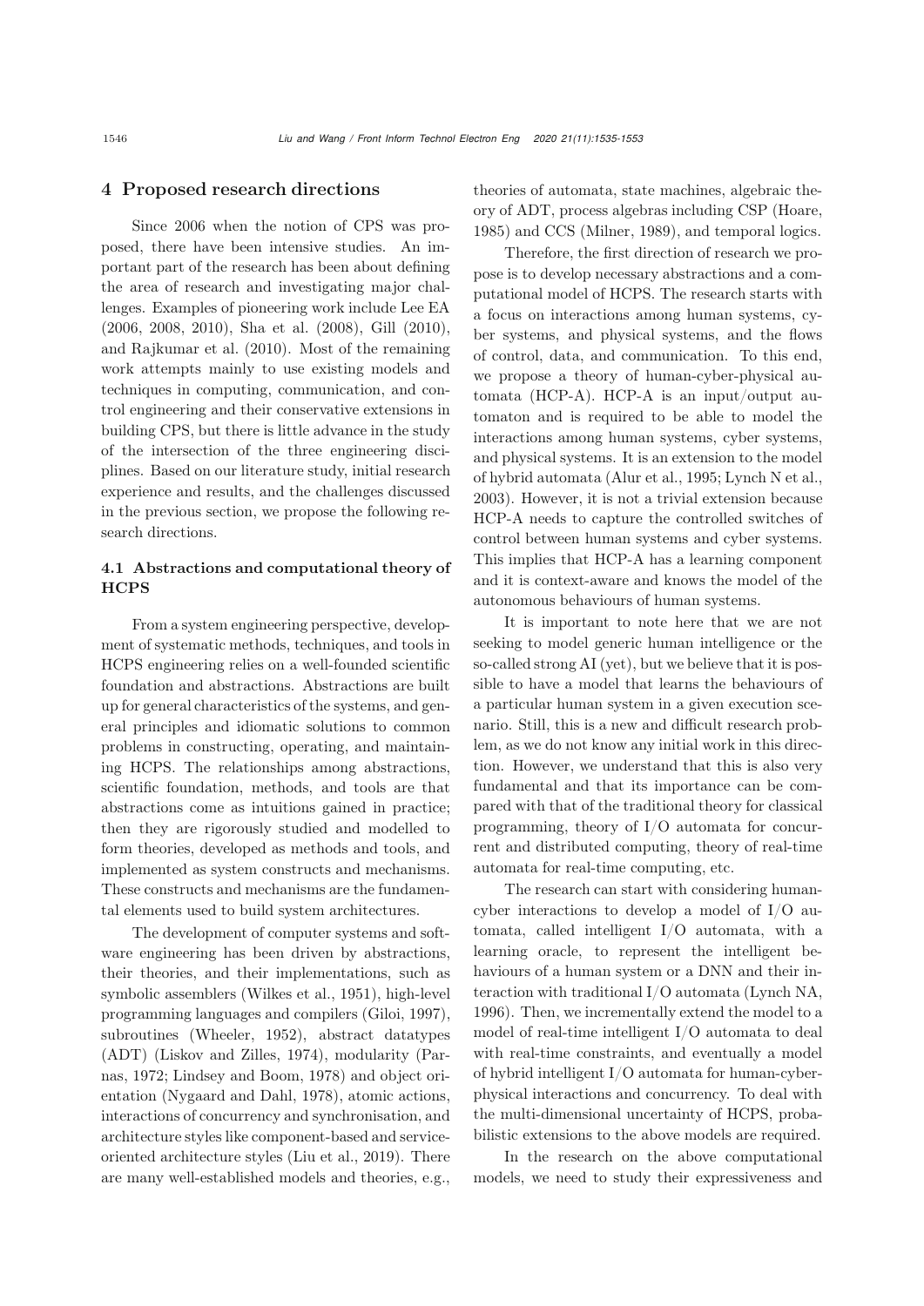## 4 Proposed research directions

Since 2006 when the notion of CPS was proposed, there have been intensive studies. An important part of the research has been about defining the area of research and investigating major challenges. Examples of pioneering work include Lee EA (2006, 2008, 2010), Sha et al. (2008), Gill (2010), and Rajkumar et al. (2010). Most of the remaining work attempts mainly to use existing models and techniques in computing, communication, and control engineering and their conservative extensions in building CPS, but there is little advance in the study of the intersection of the three engineering disciplines. Based on our literature study, initial research experience and results, and the challenges discussed in the previous section, we propose the following research directions.

### 4.1 Abstractions and computational theory of HCPS

From a system engineering perspective, development of systematic methods, techniques, and tools in HCPS engineering relies on a well-founded scientific foundation and abstractions. Abstractions are built up for general characteristics of the systems, and general principles and idiomatic solutions to common problems in constructing, operating, and maintaining HCPS. The relationships among abstractions, scientific foundation, methods, and tools are that abstractions come as intuitions gained in practice; then they are rigorously studied and modelled to form theories, developed as methods and tools, and implemented as system constructs and mechanisms. These constructs and mechanisms are the fundamental elements used to build system architectures.

The development of computer systems and software engineering has been driven by abstractions, their theories, and their implementations, such as symbolic assemblers (Wilkes et al., 1951), high-level programming languages and compilers (Giloi, 1997), subroutines (Wheeler, 1952), abstract datatypes (ADT) (Liskov and Zilles, 1974), modularity (Parnas, 1972; Lindsey and Boom, 1978) and object orientation (Nygaard and Dahl, 1978), atomic actions, interactions of concurrency and synchronisation, and architecture styles like component-based and service-oriented architecture styles (Liu et al., 2019). There are many well-established models and theories, e.g., theories of automata, state machines, algebraic theory of ADT, process algebras including CSP (Hoare, 1985) and CCS (Milner, 1989), and temporal logics.

Therefore, the first direction of research we propose is to develop necessary abstractions and a computational model of HCPS. The research starts with a focus on interactions among human systems, cyber systems, and physical systems, and the flows of control, data, and communication. To this end, we propose a theory of human-cyber-physical automata (HCP-A). HCP-A is an input/output automaton and is required to be able to model the interactions among human systems, cyber systems, and physical systems. It is an extension to the model of hybrid automata (Alur et al., 1995; Lynch N et al., 2003). However, it is not a trivial extension because HCP-A needs to capture the controlled switches of control between human systems and cyber systems. This implies that HCP-A has a learning component and it is context-aware and knows the model of the autonomous behaviours of human systems.

It is important to note here that we are not seeking to model generic human intelligence or the so-called strong AI (yet), but we believe that it is possible to have a model that learns the behaviours of a particular human system in a given execution scenario. Still, this is a new and difficult research problem, as we do not know any initial work in this direction. However, we understand that this is also very fundamental and that its importance can be compared with that of the traditional theory for classical programming, theory of I/O automata for concurrent and distributed computing, theory of real-time automata for real-time computing, etc.

The research can start with considering human-cyber interactions to develop a model of I/O automata, called intelligent I/O automata, with a learning oracle, to represent the intelligent behaviours of a human system or a DNN and their interaction with traditional I/O automata (Lynch NA, 1996). Then, we incrementally extend the model to a model of real-time intelligent I/O automata to deal with real-time constraints, and eventually a model of hybrid intelligent I/O automata for human-cyber-physical interactions and concurrency. To deal with the multi-dimensional uncertainty of HCPS, probabilistic extensions to the above models are required.

In the research on the above computational models, we need to study their expressiveness and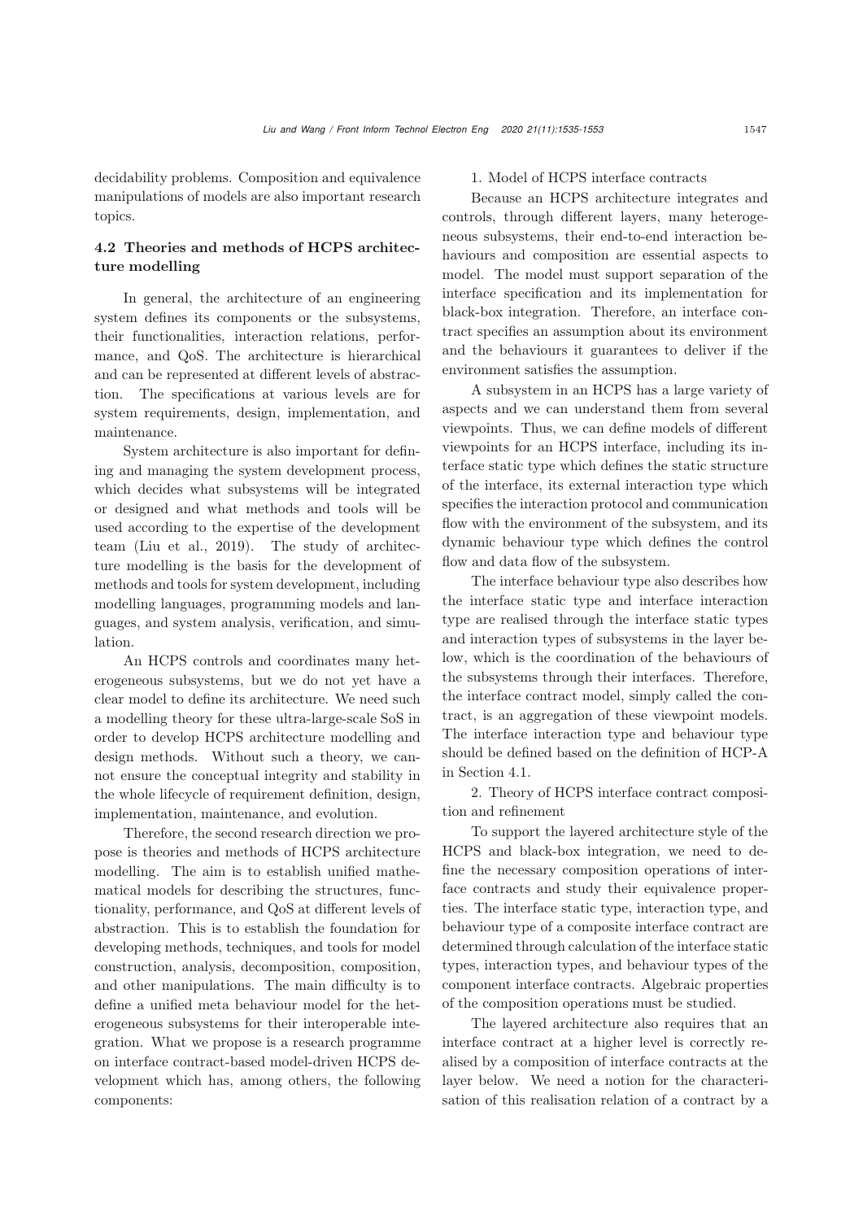decidability problems. Composition and equivalence manipulations of models are also important research topics.

### 4.2 Theories and methods of HCPS architecture modelling

In general, the architecture of an engineering system defines its components or the subsystems, their functionalities, interaction relations, performance, and QoS. The architecture is hierarchical and can be represented at different levels of abstraction. The specifications at various levels are for system requirements, design, implementation, and maintenance.

System architecture is also important for defining and managing the system development process, which decides what subsystems will be integrated or designed and what methods and tools will be used according to the expertise of the development team (Liu et al., 2019). The study of architecture modelling is the basis for the development of methods and tools for system development, including modelling languages, programming models and languages, and system analysis, verification, and simulation.

An HCPS controls and coordinates many heterogeneous subsystems, but we do not yet have a clear model to define its architecture. We need such a modelling theory for these ultra-large-scale SoS in order to develop HCPS architecture modelling and design methods. Without such a theory, we cannot ensure the conceptual integrity and stability in the whole lifecycle of requirement definition, design, implementation, maintenance, and evolution.

Therefore, the second research direction we propose is theories and methods of HCPS architecture modelling. The aim is to establish unified mathematical models for describing the structures, functionality, performance, and QoS at different levels of abstraction. This is to establish the foundation for developing methods, techniques, and tools for model construction, analysis, decomposition, composition, and other manipulations. The main difficulty is to define a unified meta behaviour model for the heterogeneous subsystems for their interoperable integration. What we propose is a research programme on interface contract-based model-driven HCPS development which has, among others, the following components:

1. Model of HCPS interface contracts

Because an HCPS architecture integrates and controls, through different layers, many heterogeneous subsystems, their end-to-end interaction behaviours and composition are essential aspects to model. The model must support separation of the interface specification and its implementation for black-box integration. Therefore, an interface contract specifies an assumption about its environment and the behaviours it guarantees to deliver if the environment satisfies the assumption.

A subsystem in an HCPS has a large variety of aspects and we can understand them from several viewpoints. Thus, we can define models of different viewpoints for an HCPS interface, including its interface static type which defines the static structure of the interface, its external interaction type which specifies the interaction protocol and communication flow with the environment of the subsystem, and its dynamic behaviour type which defines the control flow and data flow of the subsystem.

The interface behaviour type also describes how the interface static type and interface interaction type are realised through the interface static types and interaction types of subsystems in the layer below, which is the coordination of the behaviours of the subsystems through their interfaces. Therefore, the interface contract model, simply called the contract, is an aggregation of these viewpoint models. The interface interaction type and behaviour type should be defined based on the definition of HCP-A in Section 4.1.

2. Theory of HCPS interface contract composition and refinement

To support the layered architecture style of the HCPS and black-box integration, we need to define the necessary composition operations of interface contracts and study their equivalence properties. The interface static type, interaction type, and behaviour type of a composite interface contract are determined through calculation of the interface static types, interaction types, and behaviour types of the component interface contracts. Algebraic properties of the composition operations must be studied.

The layered architecture also requires that an interface contract at a higher level is correctly realised by a composition of interface contracts at the layer below. We need a notion for the characterisation of this realisation relation of a contract by a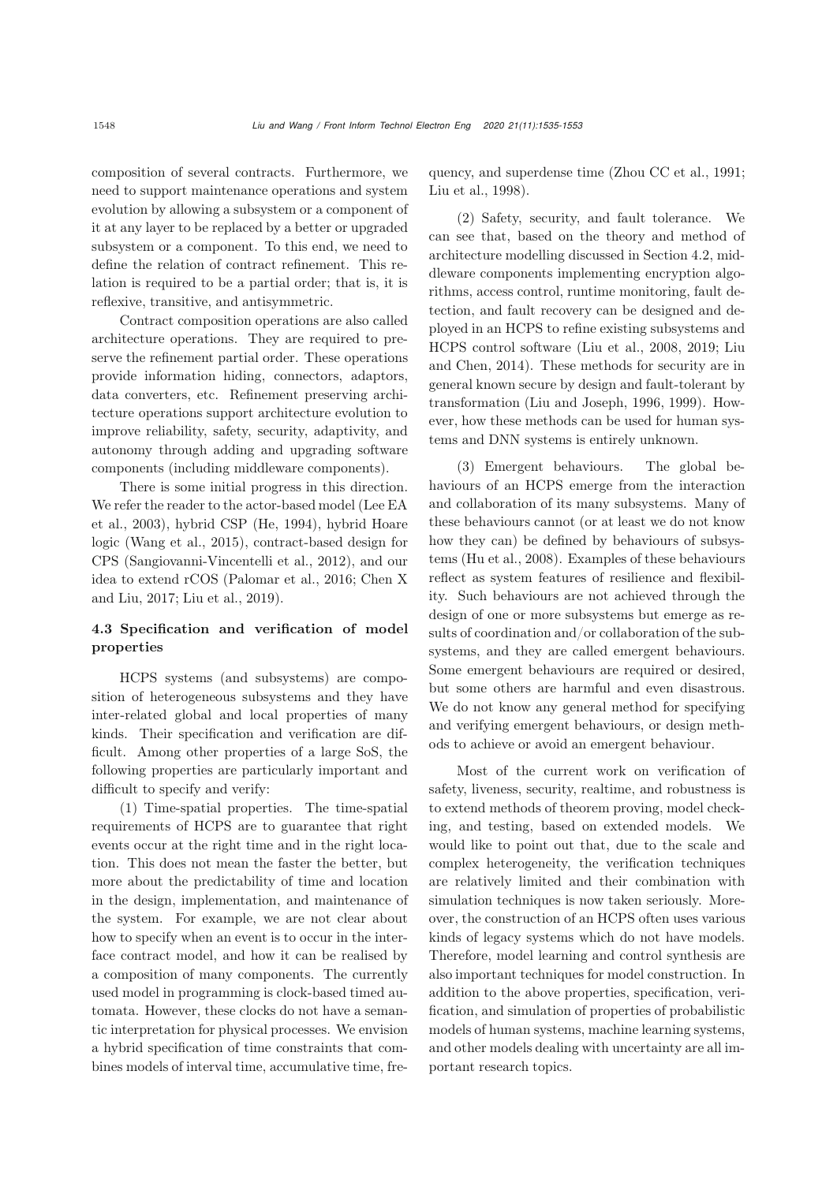composition of several contracts. Furthermore, we need to support maintenance operations and system evolution by allowing a subsystem or a component of it at any layer to be replaced by a better or upgraded subsystem or a component. To this end, we need to define the relation of contract refinement. This relation is required to be a partial order; that is, it is reflexive, transitive, and antisymmetric.

Contract composition operations are also called architecture operations. They are required to preserve the refinement partial order. These operations provide information hiding, connectors, adaptors, data converters, etc. Refinement preserving architecture operations support architecture evolution to improve reliability, safety, security, adaptivity, and autonomy through adding and upgrading software components (including middleware components).

There is some initial progress in this direction. We refer the reader to the actor-based model (Lee EA et al., 2003), hybrid CSP (He, 1994), hybrid Hoare logic (Wang et al., 2015), contract-based design for CPS (Sangiovanni-Vincentelli et al., 2012), and our idea to extend rCOS (Palomar et al., 2016; Chen X and Liu, 2017; Liu et al., 2019).

### 4.3 Specification and verification of model properties

HCPS systems (and subsystems) are composition of heterogeneous subsystems and they have inter-related global and local properties of many kinds. Their specification and verification are difficult. Among other properties of a large SoS, the following properties are particularly important and difficult to specify and verify:

(1) Time-spatial properties. The time-spatial requirements of HCPS are to guarantee that right events occur at the right time and in the right location. This does not mean the faster the better, but more about the predictability of time and location in the design, implementation, and maintenance of the system. For example, we are not clear about how to specify when an event is to occur in the interface contract model, and how it can be realised by a composition of many components. The currently used model in programming is clock-based timed automata. However, these clocks do not have a semantic interpretation for physical processes. We envision a hybrid specification of time constraints that combines models of interval time, accumulative time, frequency, and superdense time (Zhou CC et al., 1991; Liu et al., 1998).

(2) Safety, security, and fault tolerance. We can see that, based on the theory and method of architecture modelling discussed in Section 4.2, middleware components implementing encryption algorithms, access control, runtime monitoring, fault detection, and fault recovery can be designed and deployed in an HCPS to refine existing subsystems and HCPS control software (Liu et al., 2008, 2019; Liu and Chen, 2014). These methods for security are in general known secure by design and fault-tolerant by transformation (Liu and Joseph, 1996, 1999). However, how these methods can be used for human systems and DNN systems is entirely unknown.

(3) Emergent behaviours. The global behaviours of an HCPS emerge from the interaction and collaboration of its many subsystems. Many of these behaviours cannot (or at least we do not know how they can) be defined by behaviours of subsystems (Hu et al., 2008). Examples of these behaviours reflect as system features of resilience and flexibility. Such behaviours are not achieved through the design of one or more subsystems but emerge as results of coordination and/or collaboration of the subsystems, and they are called emergent behaviours. Some emergent behaviours are required or desired, but some others are harmful and even disastrous. We do not know any general method for specifying and verifying emergent behaviours, or design methods to achieve or avoid an emergent behaviour.

Most of the current work on verification of safety, liveness, security, realtime, and robustness is to extend methods of theorem proving, model checking, and testing, based on extended models. We would like to point out that, due to the scale and complex heterogeneity, the verification techniques are relatively limited and their combination with simulation techniques is now taken seriously. Moreover, the construction of an HCPS often uses various kinds of legacy systems which do not have models. Therefore, model learning and control synthesis are also important techniques for model construction. In addition to the above properties, specification, verification, and simulation of properties of probabilistic models of human systems, machine learning systems, and other models dealing with uncertainty are all important research topics.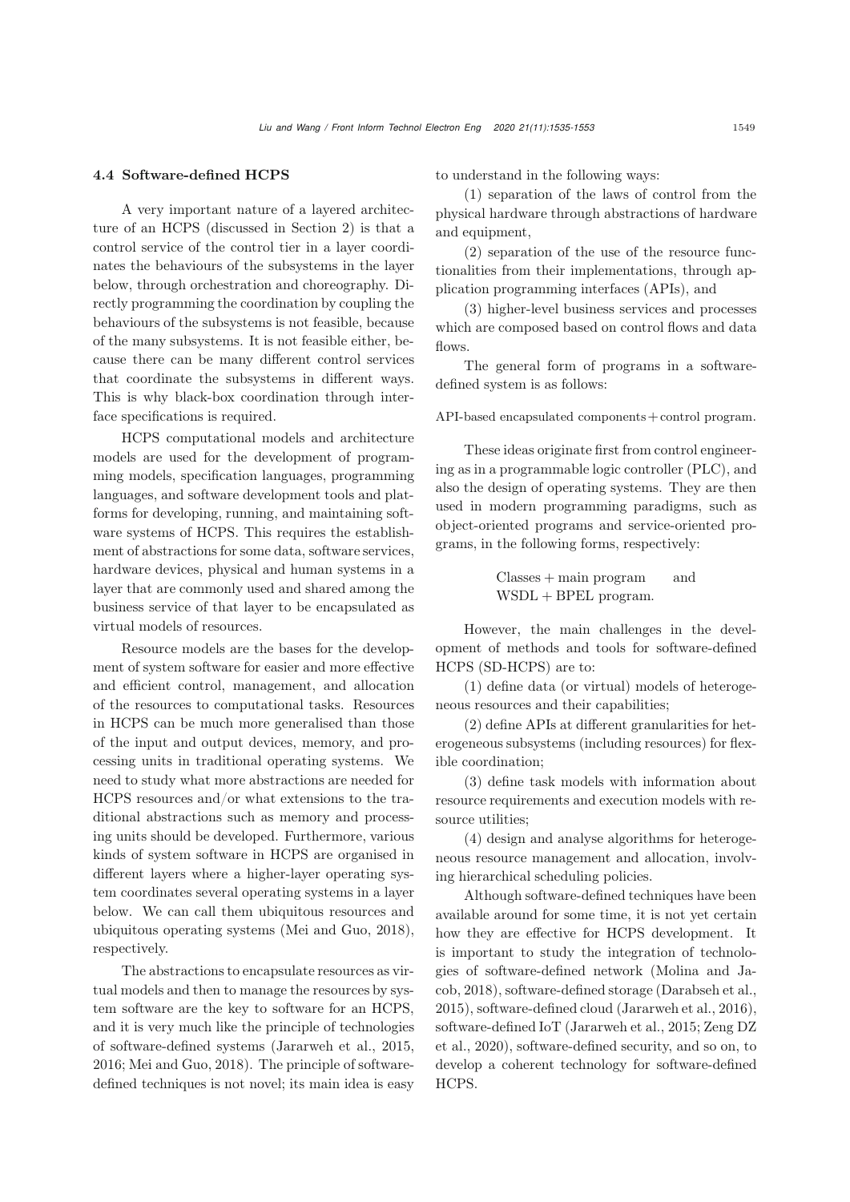### 4.4 Software-defined HCPS

A very important nature of a layered architecture of an HCPS (discussed in Section 2) is that a control service of the control tier in a layer coordinates the behaviours of the subsystems in the layer below, through orchestration and choreography. Directly programming the coordination by coupling the behaviours of the subsystems is not feasible, because of the many subsystems. It is not feasible either, because there can be many different control services that coordinate the subsystems in different ways. This is why black-box coordination through interface specifications is required.

HCPS computational models and architecture models are used for the development of programming models, specification languages, programming languages, and software development tools and platforms for developing, running, and maintaining software systems of HCPS. This requires the establishment of abstractions for some data, software services, hardware devices, physical and human systems in a layer that are commonly used and shared among the business service of that layer to be encapsulated as virtual models of resources.

Resource models are the bases for the development of system software for easier and more effective and efficient control, management, and allocation of the resources to computational tasks. Resources in HCPS can be much more generalised than those of the input and output devices, memory, and processing units in traditional operating systems. We need to study what more abstractions are needed for HCPS resources and/or what extensions to the traditional abstractions such as memory and processing units should be developed. Furthermore, various kinds of system software in HCPS are organised in different layers where a higher-layer operating system coordinates several operating systems in a layer below. We can call them ubiquitous resources and ubiquitous operating systems (Mei and Guo, 2018), respectively.

The abstractions to encapsulate resources as virtual models and then to manage the resources by system software are the key to software for an HCPS, and it is very much like the principle of technologies of software-defined systems (Jararweh et al., 2015, 2016; Mei and Guo, 2018). The principle of software-defined techniques is not novel; its main idea is easy to understand in the following ways:

(1) separation of the laws of control from the physical hardware through abstractions of hardware and equipment,

(2) separation of the use of the resource functionalities from their implementations, through application programming interfaces (APIs), and

(3) higher-level business services and processes which are composed based on control flows and data flows.

The general form of programs in a software-defined system is as follows:

API-based encapsulated components + control program.

These ideas originate first from control engineering as in a programmable logic controller (PLC), and also the design of operating systems. They are then used in modern programming paradigms, such as object-oriented programs and service-oriented programs, in the following forms, respectively:

Classes + main program and
WSDL + BPEL program.

However, the main challenges in the development of methods and tools for software-defined HCPS (SD-HCPS) are to:

(1) define data (or virtual) models of heterogeneous resources and their capabilities;

(2) define APIs at different granularities for heterogeneous subsystems (including resources) for flexible coordination;

(3) define task models with information about resource requirements and execution models with resource utilities;

(4) design and analyse algorithms for heterogeneous resource management and allocation, involving hierarchical scheduling policies.

Although software-defined techniques have been available around for some time, it is not yet certain how they are effective for HCPS development. It is important to study the integration of technologies of software-defined network (Molina and Jacob, 2018), software-defined storage (Darabseh et al., 2015), software-defined cloud (Jararweh et al., 2016), software-defined IoT (Jararweh et al., 2015; Zeng DZ et al., 2020), software-defined security, and so on, to develop a coherent technology for software-defined HCPS.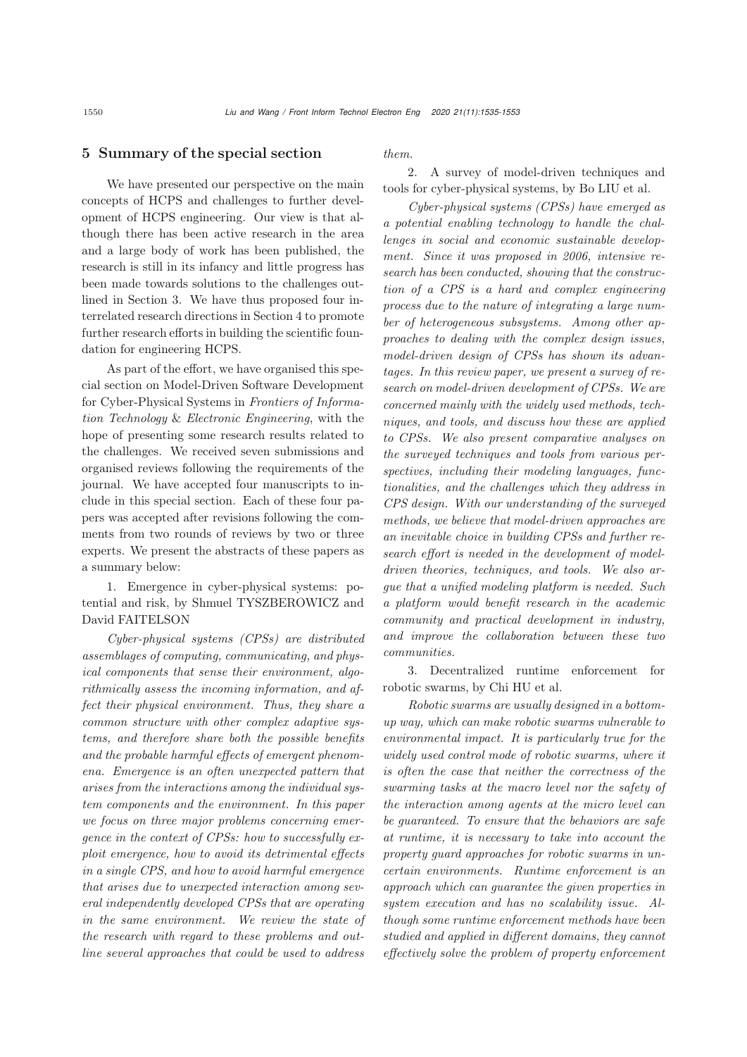## 5 Summary of the special section

We have presented our perspective on the main concepts of HCPS and challenges to further development of HCPS engineering. Our view is that although there has been active research in the area and a large body of work has been published, the research is still in its infancy and little progress has been made towards solutions to the challenges outlined in Section 3. We have thus proposed four interrelated research directions in Section 4 to promote further research efforts in building the scientific foundation for engineering HCPS.

As part of the effort, we have organised this special section on Model-Driven Software Development for Cyber-Physical Systems in *Frontiers of Information Technology & Electronic Engineering*, with the hope of presenting some research results related to the challenges. We received seven submissions and organised reviews following the requirements of the journal. We have accepted four manuscripts to include in this special section. Each of these four papers was accepted after revisions following the comments from two rounds of reviews by two or three experts. We present the abstracts of these papers as a summary below:

1. Emergence in cyber-physical systems: potential and risk, by Shmuel TYSZBEROWICZ and David FAITELSON

*Cyber-physical systems (CPSs) are distributed assemblages of computing, communicating, and physical components that sense their environment, algorithmically assess the incoming information, and affect their physical environment. Thus, they share a common structure with other complex adaptive systems, and therefore share both the possible benefits and the probable harmful effects of emergent phenomena. Emergence is an often unexpected pattern that arises from the interactions among the individual system components and the environment. In this paper we focus on three major problems concerning emergence in the context of CPSs: how to successfully exploit emergence, how to avoid its detrimental effects in a single CPS, and how to avoid harmful emergence that arises due to unexpected interaction among several independently developed CPSs that are operating in the same environment. We review the state of the research with regard to these problems and outline several approaches that could be used to address them.*

2. A survey of model-driven techniques and tools for cyber-physical systems, by Bo LIU et al.

*Cyber-physical systems (CPSs) have emerged as a potential enabling technology to handle the challenges in social and economic sustainable development. Since it was proposed in 2006, intensive research has been conducted, showing that the construction of a CPS is a hard and complex engineering process due to the nature of integrating a large number of heterogeneous subsystems. Among other approaches to dealing with the complex design issues, model-driven design of CPSs has shown its advantages. In this review paper, we present a survey of research on model-driven development of CPSs. We are concerned mainly with the widely used methods, techniques, and tools, and discuss how these are applied to CPSs. We also present comparative analyses on the surveyed techniques and tools from various perspectives, including their modeling languages, functionalities, and the challenges which they address in CPS design. With our understanding of the surveyed methods, we believe that model-driven approaches are an inevitable choice in building CPSs and further research effort is needed in the development of model-driven theories, techniques, and tools. We also argue that a unified modeling platform is needed. Such a platform would benefit research in the academic community and practical development in industry, and improve the collaboration between these two communities.*

3. Decentralized runtime enforcement for robotic swarms, by Chi HU et al.

*Robotic swarms are usually designed in a bottom-up way, which can make robotic swarms vulnerable to environmental impact. It is particularly true for the widely used control mode of robotic swarms, where it is often the case that neither the correctness of the swarming tasks at the macro level nor the safety of the interaction among agents at the micro level can be guaranteed. To ensure that the behaviors are safe at runtime, it is necessary to take into account the property guard approaches for robotic swarms in uncertain environments. Runtime enforcement is an approach which can guarantee the given properties in system execution and has no scalability issue. Although some runtime enforcement methods have been studied and applied in different domains, they cannot effectively solve the problem of property enforcement*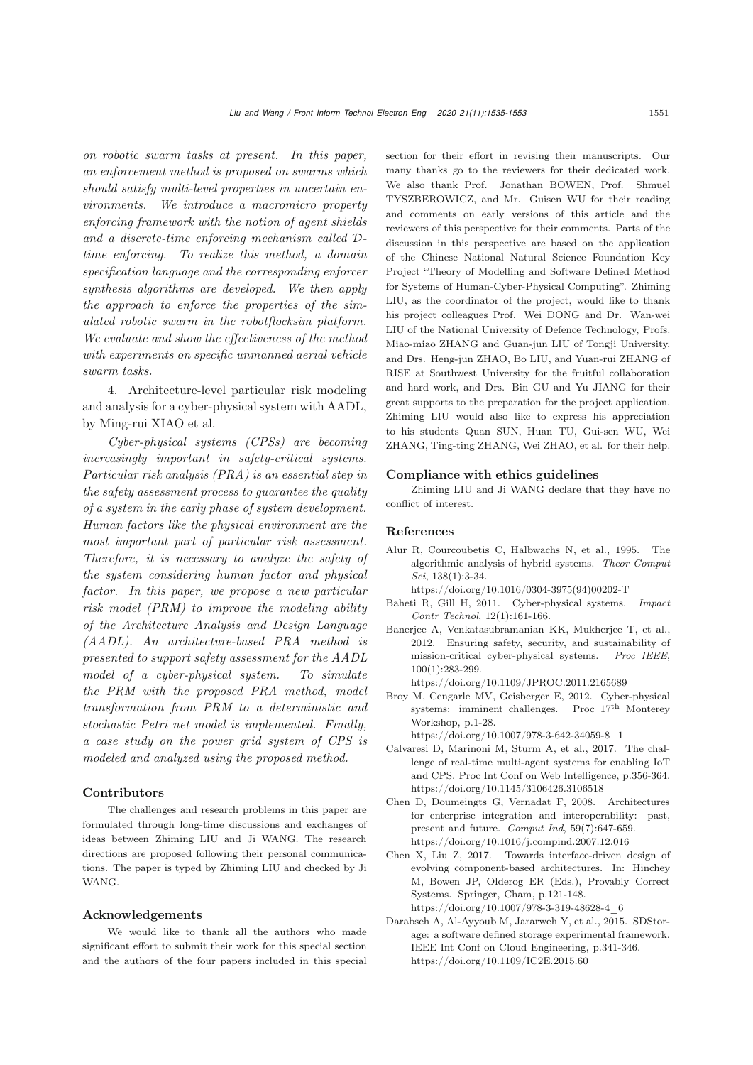*on robotic swarm tasks at present. In this paper, an enforcement method is proposed on swarms which should satisfy multi-level properties in uncertain environments. We introduce a macromicro property enforcing framework with the notion of agent shields and a discrete-time enforcing mechanism called $\mathcal{D}$-time enforcing. To realize this method, a domain specification language and the corresponding enforcer synthesis algorithms are developed. We then apply the approach to enforce the properties of the simulated robotic swarm in the robotflocksim platform. We evaluate and show the effectiveness of the method with experiments on specific unmanned aerial vehicle swarm tasks.*

4. Architecture-level particular risk modeling and analysis for a cyber-physical system with AADL, by Ming-rui XIAO et al.

*Cyber-physical systems (CPSs) are becoming increasingly important in safety-critical systems. Particular risk analysis (PRA) is an essential step in the safety assessment process to guarantee the quality of a system in the early phase of system development. Human factors like the physical environment are the most important part of particular risk assessment. Therefore, it is necessary to analyze the safety of the system considering human factor and physical factor. In this paper, we propose a new particular risk model (PRM) to improve the modeling ability of the Architecture Analysis and Design Language (AADL). An architecture-based PRA method is presented to support safety assessment for the AADL model of a cyber-physical system. To simulate the PRM with the proposed PRA method, model transformation from PRM to a deterministic and stochastic Petri net model is implemented. Finally, a case study on the power grid system of CPS is modeled and analyzed using the proposed method.*

## Contributors

The challenges and research problems in this paper are formulated through long-time discussions and exchanges of ideas between Zhiming LIU and Ji WANG. The research directions are proposed following their personal communications. The paper is typed by Zhiming LIU and checked by Ji WANG.

## Acknowledgements

We would like to thank all the authors who made significant effort to submit their work for this special section and the authors of the four papers included in this special section for their effort in revising their manuscripts. Our many thanks go to the reviewers for their dedicated work. We also thank Prof. Jonathan BOWEN, Prof. Shmuel TYSZBEROWICZ, and Mr. Guisen WU for their reading and comments on early versions of this article and the reviewers of this perspective for their comments. Parts of the discussion in this perspective are based on the application of the Chinese National Natural Science Foundation Key Project "Theory of Modelling and Software Defined Method for Systems of Human-Cyber-Physical Computing". Zhiming LIU, as the coordinator of the project, would like to thank his project colleagues Prof. Wei DONG and Dr. Wan-wei LIU of the National University of Defence Technology, Profs. Miao-miao ZHANG and Guan-jun LIU of Tongji University, and Drs. Heng-jun ZHAO, Bo LIU, and Yuan-rui ZHANG of RISE at Southwest University for the fruitful collaboration and hard work, and Drs. Bin GU and Yu JIANG for their great supports to the preparation for the project application. Zhiming LIU would also like to express his appreciation to his students Quan SUN, Huan TU, Gui-sen WU, Wei ZHANG, Ting-ting ZHANG, Wei ZHAO, et al. for their help.

## Compliance with ethics guidelines

Zhiming LIU and Ji WANG declare that they have no conflict of interest.

## References

Alur R, Courcoubetis C, Halbwachs N, et al., 1995. The algorithmic analysis of hybrid systems. *Theor Comput Sci*, 138(1):3-34. https://doi.org/10.1016/0304-3975(94)00202-T

Baheti R, Gill H, 2011. Cyber-physical systems. *Impact Contr Technol*, 12(1):161-166.

Banerjee A, Venkatasubramanian KK, Mukherjee T, et al., 2012. Ensuring safety, security, and sustainability of mission-critical cyber-physical systems. *Proc IEEE*, 100(1):283-299. https://doi.org/10.1109/JPROC.2011.2165689

Broy M, Cengarle MV, Geisberger E, 2012. Cyber-physical systems: imminent challenges. Proc 17th Monterey Workshop, p.1-28. https://doi.org/10.1007/978-3-642-34059-8_1

Calvaresi D, Marinoni M, Sturm A, et al., 2017. The challenge of real-time multi-agent systems for enabling IoT and CPS. Proc Int Conf on Web Intelligence, p.356-364. https://doi.org/10.1145/3106426.3106518

Chen D, Doumeingts G, Vernadat F, 2008. Architectures for enterprise integration and interoperability: past, present and future. *Comput Ind*, 59(7):647-659. https://doi.org/10.1016/j.compind.2007.12.016

Chen X, Liu Z, 2017. Towards interface-driven design of evolving component-based architectures. In: Hinchey M, Bowen JP, Olderog ER (Eds.), Provably Correct Systems. Springer, Cham, p.121-148. https://doi.org/10.1007/978-3-319-48628-4_6

Darabseh A, Al-Ayyoub M, Jararweh Y, et al., 2015. SDStorage: a software defined storage experimental framework. IEEE Int Conf on Cloud Engineering, p.341-346. https://doi.org/10.1109/IC2E.2015.60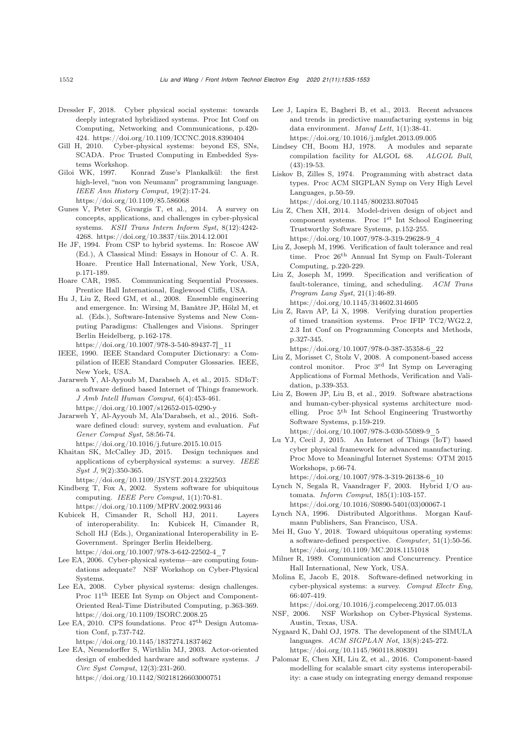Dressler F, 2018. Cyber physical social systems: towards deeply integrated hybridized systems. Proc Int Conf on Computing, Networking and Communications, p.420-424. https://doi.org/10.1109/ICCNC.2018.8390404

Gill H, 2010. Cyber-physical systems: beyond ES, SNs, SCADA. Proc Trusted Computing in Embedded Systems Workshop.

Giloi WK, 1997. Konrad Zuse's Plankalkül: the first high-level, "non von Neumann" programming language. *IEEE Ann History Comput*, 19(2):17-24. https://doi.org/10.1109/85.586068

Gunes V, Peter S, Givargis T, et al., 2014. A survey on concepts, applications, and challenges in cyber-physical systems. *KSII Trans Intern Inform Syst*, 8(12):4242-4268. https://doi.org/10.3837/tiis.2014.12.001

He JF, 1994. From CSP to hybrid systems. In: Roscoe AW (Ed.), A Classical Mind: Essays in Honour of C. A. R. Hoare. Prentice Hall International, New York, USA, p.171-189.

Hoare CAR, 1985. Communicating Sequential Processes. Prentice Hall International, Englewood Cliffs, USA.

Hu J, Liu Z, Reed GM, et al., 2008. Ensemble engineering and emergence. In: Wirsing M, Banâtre JP, Hölzl M, et al. (Eds.), Software-Intensive Systems and New Computing Paradigms: Challenges and Visions. Springer Berlin Heidelberg, p.162-178. https://doi.org/10.1007/978-3-540-89437-7]_11

IEEE, 1990. IEEE Standard Computer Dictionary: a Compilation of IEEE Standard Computer Glossaries. IEEE, New York, USA.

Jararweh Y, Al-Ayyoub M, Darabseh A, et al., 2015. SDIoT: a software defined based Internet of Things framework. *J Amb Intell Human Comput*, 6(4):453-461. https://doi.org/10.1007/s12652-015-0290-y

Jararweh Y, Al-Ayyoub M, Ala'Darabseh, et al., 2016. Software defined cloud: survey, system and evaluation. *Fut Gener Comput Syst*, 58:56-74. https://doi.org/10.1016/j.future.2015.10.015

Khaitan SK, McCalley JD, 2015. Design techniques and applications of cyberphysical systems: a survey. *IEEE Syst J*, 9(2):350-365. https://doi.org/10.1109/JSYST.2014.2322503

Kindberg T, Fox A, 2002. System software for ubiquitous computing. *IEEE Perv Comput*, 1(1):70-81. https://doi.org/10.1109/MPRV.2002.993146

Kubicek H, Cimander R, Scholl HJ, 2011. Layers of interoperability. In: Kubicek H, Cimander R, Scholl HJ (Eds.), Organizational Interoperability in E-Government. Springer Berlin Heidelberg. https://doi.org/10.1007/978-3-642-22502-4_7

Lee EA, 2006. Cyber-physical systems—are computing foundations adequate? NSF Workshop on Cyber-Physical Systems.

Lee EA, 2008. Cyber physical systems: design challenges. Proc 11th IEEE Int Symp on Object and Component-Oriented Real-Time Distributed Computing, p.363-369. https://doi.org/10.1109/ISORC.2008.25

Lee EA, 2010. CPS foundations. Proc 47th Design Automation Conf, p.737-742. https://doi.org/10.1145/1837274.1837462

Lee EA, Neuendorffer S, Wirthlin MJ, 2003. Actor-oriented design of embedded hardware and software systems. *J Circ Syst Comput*, 12(3):231-260. https://doi.org/10.1142/S0218126603000751

Lee J, Lapira E, Bagheri B, et al., 2013. Recent advances and trends in predictive manufacturing systems in big data environment. *Manuf Lett*, 1(1):38-41. https://doi.org/10.1016/j.mfglet.2013.09.005

Lindsey CH, Boom HJ, 1978. A modules and separate compilation facility for ALGOL 68. *ALGOL Bull*, (43):19-53.

Liskov B, Zilles S, 1974. Programming with abstract data types. Proc ACM SIGPLAN Symp on Very High Level Languages, p.50-59. https://doi.org/10.1145/800233.807045

Liu Z, Chen XH, 2014. Model-driven design of object and component systems. Proc 1st Int School Engineering Trustworthy Software Systems, p.152-255. https://doi.org/10.1007/978-3-319-29628-9_4

Liu Z, Joseph M, 1996. Verification of fault tolerance and real time. Proc 26th Annual Int Symp on Fault-Tolerant Computing, p.220-229.

Liu Z, Joseph M, 1999. Specification and verification of fault-tolerance, timing, and scheduling. *ACM Trans Program Lang Syst*, 21(1):46-89. https://doi.org/10.1145/314602.314605

Liu Z, Ravn AP, Li X, 1998. Verifying duration properties of timed transition systems. Proc IFIP TC2/WG2.2, 2.3 Int Conf on Programming Concepts and Methods, p.327-345. https://doi.org/10.1007/978-0-387-35358-6_22

Liu Z, Morisset C, Stolz V, 2008. A component-based access control monitor. Proc 3rd Int Symp on Leveraging Applications of Formal Methods, Verification and Validation, p.339-353.

Liu Z, Bowen JP, Liu B, et al., 2019. Software abstractions and human-cyber-physical systems architecture modelling. Proc 5th Int School Engineering Trustworthy Software Systems, p.159-219. https://doi.org/10.1007/978-3-030-55089-9_5

Lu YJ, Cecil J, 2015. An Internet of Things (IoT) based cyber physical framework for advanced manufacturing. Proc Move to Meaningful Internet Systems: OTM 2015 Workshops, p.66-74. https://doi.org/10.1007/978-3-319-26138-6_10

Lynch N, Segala R, Vaandrager F, 2003. Hybrid I/O automata. *Inform Comput*, 185(1):103-157. https://doi.org/10.1016/S0890-5401(03)00067-1

Lynch NA, 1996. Distributed Algorithms. Morgan Kaufmann Publishers, San Francisco, USA.

Mei H, Guo Y, 2018. Toward ubiquitous operating systems: a software-defined perspective. *Computer*, 51(1):50-56. https://doi.org/10.1109/MC.2018.1151018

Milner R, 1989. Communication and Concurrency. Prentice Hall International, New York, USA.

Molina E, Jacob E, 2018. Software-defined networking in cyber-physical systems: a survey. *Comput Electr Eng*, 66:407-419. https://doi.org/10.1016/j.compeleceng.2017.05.013

NSF, 2006. NSF Workshop on Cyber-Physical Systems. Austin, Texas, USA.

Nygaard K, Dahl OJ, 1978. The development of the SIMULA languages. *ACM SIGPLAN Not*, 13(8):245-272. https://doi.org/10.1145/960118.808391

Palomar E, Chen XH, Liu Z, et al., 2016. Component-based modelling for scalable smart city systems interoperability: a case study on integrating energy demand response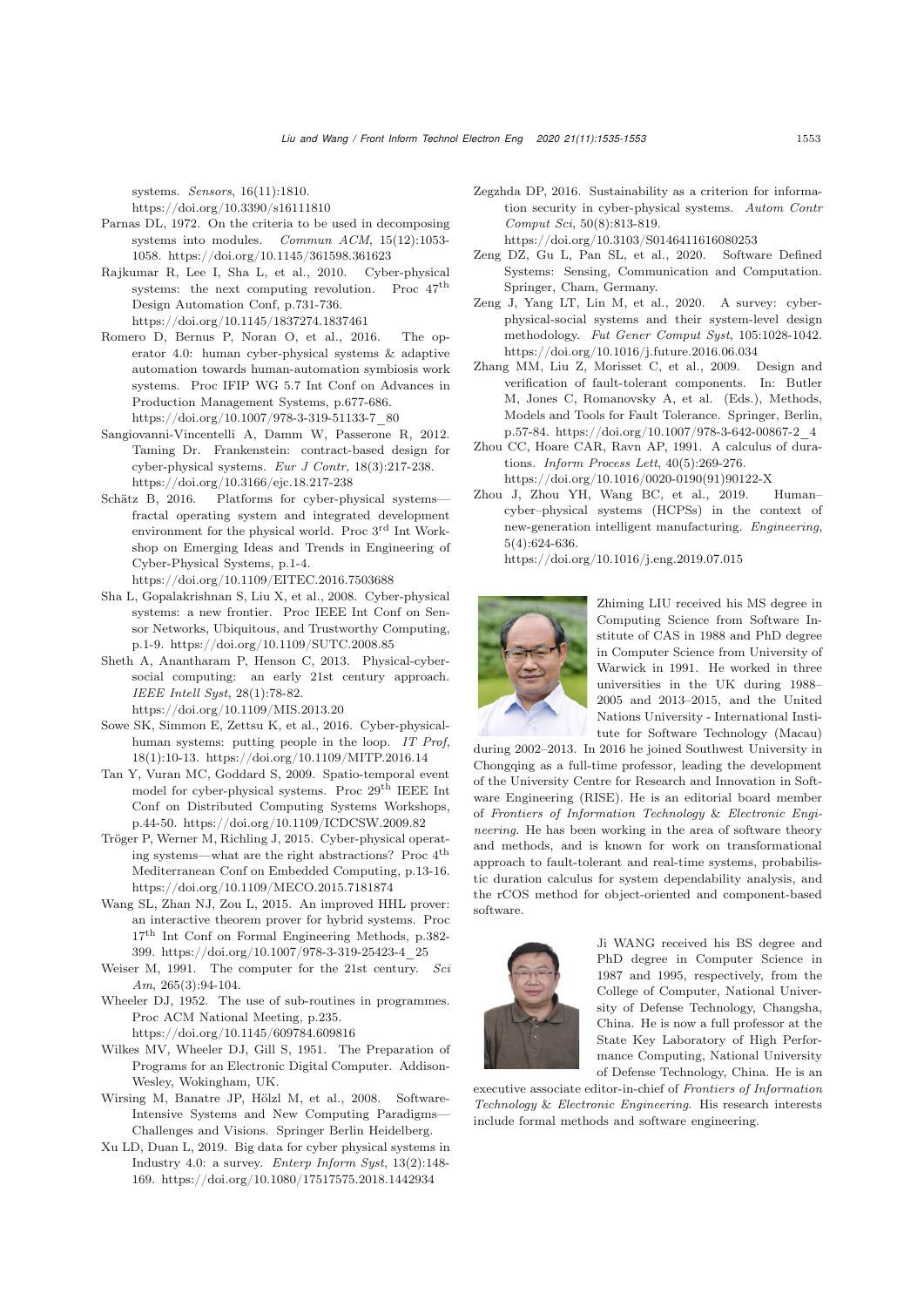systems. *Sensors*, 16(11):1810. https://doi.org/10.3390/s16111810

Parnas DL, 1972. On the criteria to be used in decomposing systems into modules. *Commun ACM*, 15(12):1053-1058. https://doi.org/10.1145/361598.361623

Rajkumar R, Lee I, Sha L, et al., 2010. Cyber-physical systems: the next computing revolution. Proc 47th Design Automation Conf, p.731-736. https://doi.org/10.1145/1837274.1837461

Romero D, Bernus P, Noran O, et al., 2016. The operator 4.0: human cyber-physical systems & adaptive automation towards human-automation symbiosis work systems. Proc IFIP WG 5.7 Int Conf on Advances in Production Management Systems, p.677-686. https://doi.org/10.1007/978-3-319-51133-7_80

Sangiovanni-Vincentelli A, Damm W, Passerone R, 2012. Taming Dr. Frankenstein: contract-based design for cyber-physical systems. *Eur J Contr*, 18(3):217-238. https://doi.org/10.3166/ejc.18.217-238

Schätz B, 2016. Platforms for cyber-physical systems—fractal operating system and integrated development environment for the physical world. Proc 3rd Int Workshop on Emerging Ideas and Trends in Engineering of Cyber-Physical Systems, p.1-4. https://doi.org/10.1109/EITEC.2016.7503688

Sha L, Gopalakrishnan S, Liu X, et al., 2008. Cyber-physical systems: a new frontier. Proc IEEE Int Conf on Sensor Networks, Ubiquitous, and Trustworthy Computing, p.1-9. https://doi.org/10.1109/SUTC.2008.85

Sheth A, Anantharam P, Henson C, 2013. Physical-cyber-social computing: an early 21st century approach. *IEEE Intell Syst*, 28(1):78-82. https://doi.org/10.1109/MIS.2013.20

Sowe SK, Simmon E, Zettsu K, et al., 2016. Cyber-physical-human systems: putting people in the loop. *IT Prof*, 18(1):10-13. https://doi.org/10.1109/MITP.2016.14

Tan Y, Vuran MC, Goddard S, 2009. Spatio-temporal event model for cyber-physical systems. Proc 29th IEEE Int Conf on Distributed Computing Systems Workshops, p.44-50. https://doi.org/10.1109/ICDCSW.2009.82

Tröger P, Werner M, Richling J, 2015. Cyber-physical operating systems—what are the right abstractions? Proc 4th Mediterranean Conf on Embedded Computing, p.13-16. https://doi.org/10.1109/MECO.2015.7181874

Wang SL, Zhan NJ, Zou L, 2015. An improved HHL prover: an interactive theorem prover for hybrid systems. Proc 17th Int Conf on Formal Engineering Methods, p.382-399. https://doi.org/10.1007/978-3-319-25423-4_25

Weiser M, 1991. The computer for the 21st century. *Sci Am*, 265(3):94-104.

Wheeler DJ, 1952. The use of sub-routines in programmes. Proc ACM National Meeting, p.235. https://doi.org/10.1145/609784.609816

Wilkes MV, Wheeler DJ, Gill S, 1951. The Preparation of Programs for an Electronic Digital Computer. Addison-Wesley, Wokingham, UK.

Wirsing M, Banatre JP, Hölzl M, et al., 2008. Software-Intensive Systems and New Computing Paradigms—Challenges and Visions. Springer Berlin Heidelberg.

Xu LD, Duan L, 2019. Big data for cyber physical systems in Industry 4.0: a survey. *Enterp Inform Syst*, 13(2):148-169. https://doi.org/10.1080/17517575.2018.1442934

Zegzhda DP, 2016. Sustainability as a criterion for information security in cyber-physical systems. *Autom Contr Comput Sci*, 50(8):813-819. https://doi.org/10.3103/S0146411616080253

Zeng DZ, Gu L, Pan SL, et al., 2020. Software Defined Systems: Sensing, Communication and Computation. Springer, Cham, Germany.

Zeng J, Yang LT, Lin M, et al., 2020. A survey: cyber-physical-social systems and their system-level design methodology. *Fut Gener Comput Syst*, 105:1028-1042. https://doi.org/10.1016/j.future.2016.06.034

Zhang MM, Liu Z, Morisset C, et al., 2009. Design and verification of fault-tolerant components. In: Butler M, Jones C, Romanovsky A, et al. (Eds.), Methods, Models and Tools for Fault Tolerance. Springer, Berlin, p.57-84. https://doi.org/10.1007/978-3-642-00867-2_4

Zhou CC, Hoare CAR, Ravn AP, 1991. A calculus of durations. *Inform Process Lett*, 40(5):269-276. https://doi.org/10.1016/0020-0190(91)90122-X

Zhou J, Zhou YH, Wang BC, et al., 2019. Human–cyber–physical systems (HCPSs) in the context of new-generation intelligent manufacturing. *Engineering*, 5(4):624-636. https://doi.org/10.1016/j.eng.2019.07.015

Zhiming LIU received his MS degree in Computing Science from Software Institute of CAS in 1988 and PhD degree in Computer Science from University of Warwick in 1991. He worked in three universities in the UK during 1988–2005 and 2013–2015, and the United Nations University - International Institute for Software Technology (Macau) during 2002–2013. In 2016 he joined Southwest University in Chongqing as a full-time professor, leading the development of the University Centre for Research and Innovation in Software Engineering (RISE). He is an editorial board member of *Frontiers of Information Technology & Electronic Engineering*. He has been working in the area of software theory and methods, and is known for work on transformational approach to fault-tolerant and real-time systems, probabilistic duration calculus for system dependability analysis, and the rCOS method for object-oriented and component-based software.

Ji WANG received his BS degree and PhD degree in Computer Science in 1987 and 1995, respectively, from the College of Computer, National University of Defense Technology, Changsha, China. He is now a full professor at the State Key Laboratory of High Performance Computing, National University of Defense Technology, China. He is an executive associate editor-in-chief of *Frontiers of Information Technology & Electronic Engineering*. His research interests include formal methods and software engineering.